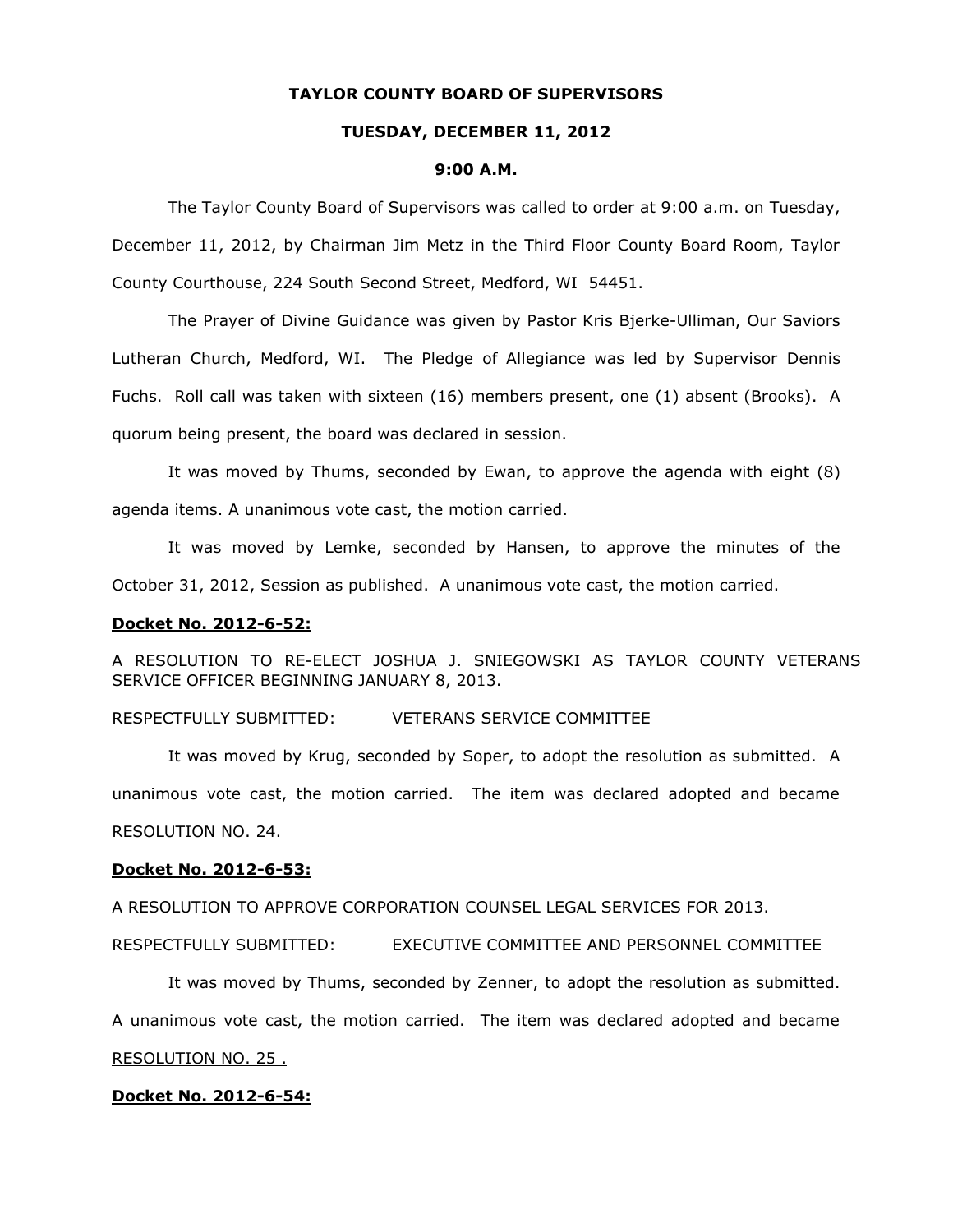# TAYLOR COUNTY BOARD OF SUPERVISORS

## TUESDAY, DECEMBER 11, 2012

## 9:00 A.M.

The Taylor County Board of Supervisors was called to order at 9:00 a.m. on Tuesday, December 11, 2012, by Chairman Jim Metz in the Third Floor County Board Room, Taylor County Courthouse, 224 South Second Street, Medford, WI 54451.

The Prayer of Divine Guidance was given by Pastor Kris Bjerke-Ulliman, Our Saviors Lutheran Church, Medford, WI. The Pledge of Allegiance was led by Supervisor Dennis Fuchs. Roll call was taken with sixteen (16) members present, one (1) absent (Brooks). A quorum being present, the board was declared in session.

It was moved by Thums, seconded by Ewan, to approve the agenda with eight (8) agenda items. A unanimous vote cast, the motion carried.

It was moved by Lemke, seconded by Hansen, to approve the minutes of the October 31, 2012, Session as published. A unanimous vote cast, the motion carried.

**Docket No. 2012-6-52:**

A RESOLUTION TO RE-ELECT JOSHUA J. SNIEGOWSKI AS TAYLOR COUNTY VETERANS SERVICE OFFICER BEGINNING JANUARY 8, 2013.

RESPECTFULLY SUBMITTED: VETERANS SERVICE COMMITTEE

It was moved by Krug, seconded by Soper, to adopt the resolution as submitted. A unanimous vote cast, the motion carried. The item was declared adopted and became RESOLUTION NO. 24.

**Docket No. 2012-6-53:**

A RESOLUTION TO APPROVE CORPORATION COUNSEL LEGAL SERVICES FOR 2013.

RESPECTFULLY SUBMITTED: EXECUTIVE COMMITTEE AND PERSONNEL COMMITTEE

It was moved by Thums, seconded by Zenner, to adopt the resolution as submitted. A unanimous vote cast, the motion carried. The item was declared adopted and became RESOLUTION NO. 25 .

**Docket No. 2012-6-54:**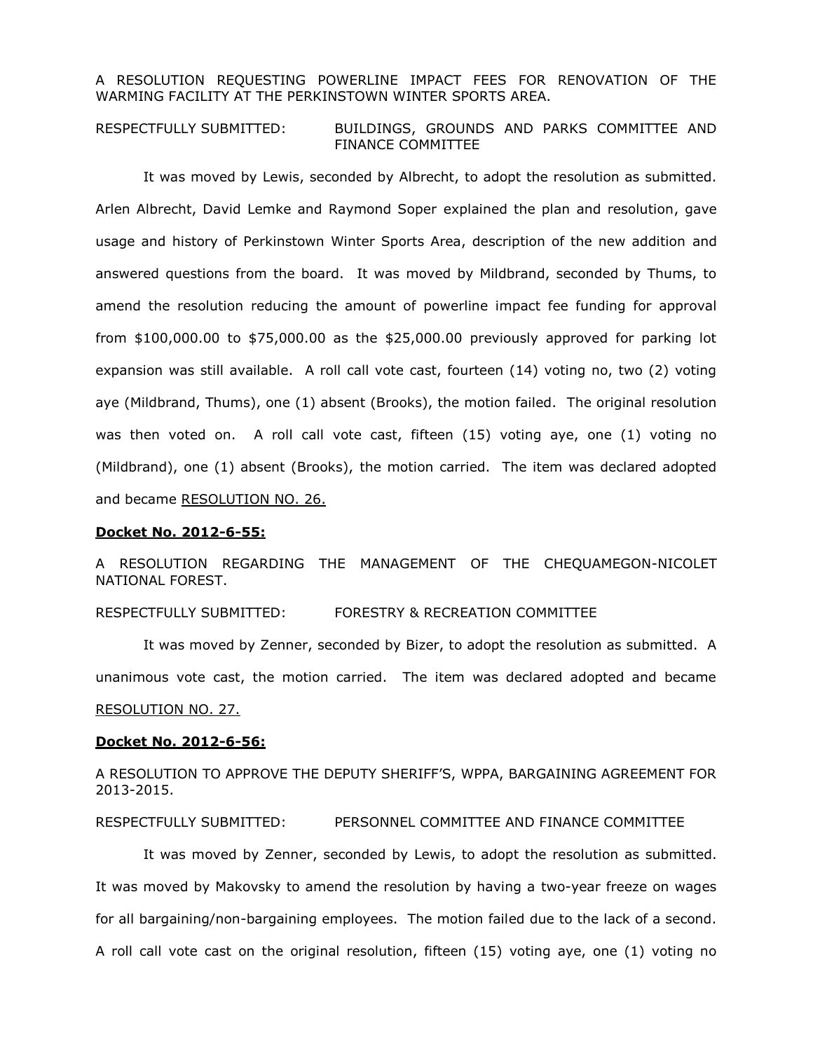A RESOLUTION REQUESTING POWERLINE IMPACT FEES FOR RENOVATION OF THE WARMING FACILITY AT THE PERKINSTOWN WINTER SPORTS AREA.

RESPECTFULLY SUBMITTED: BUILDINGS, GROUNDS AND PARKS COMMITTEE AND FINANCE COMMITTEE

It was moved by Lewis, seconded by Albrecht, to adopt the resolution as submitted. Arlen Albrecht, David Lemke and Raymond Soper explained the plan and resolution, gave usage and history of Perkinstown Winter Sports Area, description of the new addition and answered questions from the board. It was moved by Mildbrand, seconded by Thums, to amend the resolution reducing the amount of powerline impact fee funding for approval from $100,000.00 to $75,000.00 as the $25,000.00 previously approved for parking lot expansion was still available. A roll call vote cast, fourteen (14) voting no, two (2) voting aye (Mildbrand, Thums), one (1) absent (Brooks), the motion failed. The original resolution was then voted on. A roll call vote cast, fifteen (15) voting aye, one (1) voting no (Mildbrand), one (1) absent (Brooks), the motion carried. The item was declared adopted and became <u>RESOLUTION NO. 26.</u>

**<u>Docket No. 2012-6-55:</u>**

A RESOLUTION REGARDING THE MANAGEMENT OF THE CHEQUAMEGON-NICOLET NATIONAL FOREST.

RESPECTFULLY SUBMITTED: FORESTRY & RECREATION COMMITTEE

It was moved by Zenner, seconded by Bizer, to adopt the resolution as submitted. A unanimous vote cast, the motion carried. The item was declared adopted and became <u>RESOLUTION NO. 27.</u>

**<u>Docket No. 2012-6-56:</u>**

A RESOLUTION TO APPROVE THE DEPUTY SHERIFF'S, WPPA, BARGAINING AGREEMENT FOR 2013-2015.

RESPECTFULLY SUBMITTED: PERSONNEL COMMITTEE AND FINANCE COMMITTEE

It was moved by Zenner, seconded by Lewis, to adopt the resolution as submitted. It was moved by Makovsky to amend the resolution by having a two-year freeze on wages for all bargaining/non-bargaining employees. The motion failed due to the lack of a second. A roll call vote cast on the original resolution, fifteen (15) voting aye, one (1) voting no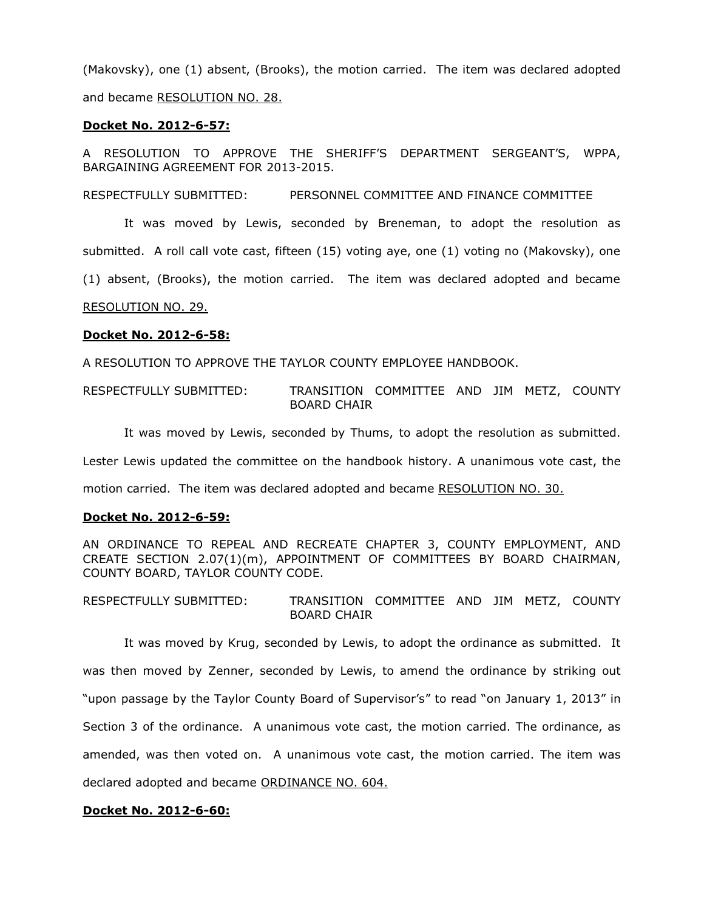(Makovsky), one (1) absent, (Brooks), the motion carried. The item was declared adopted and became <u>RESOLUTION NO. 28.</u>

**<u>Docket No. 2012-6-57:</u>**

A RESOLUTION TO APPROVE THE SHERIFF'S DEPARTMENT SERGEANT'S, WPPA, BARGAINING AGREEMENT FOR 2013-2015.

RESPECTFULLY SUBMITTED: PERSONNEL COMMITTEE AND FINANCE COMMITTEE

It was moved by Lewis, seconded by Breneman, to adopt the resolution as submitted. A roll call vote cast, fifteen (15) voting aye, one (1) voting no (Makovsky), one (1) absent, (Brooks), the motion carried. The item was declared adopted and became <u>RESOLUTION NO. 29.</u>

**<u>Docket No. 2012-6-58:</u>**

A RESOLUTION TO APPROVE THE TAYLOR COUNTY EMPLOYEE HANDBOOK.

RESPECTFULLY SUBMITTED: TRANSITION COMMITTEE AND JIM METZ, COUNTY BOARD CHAIR

It was moved by Lewis, seconded by Thums, to adopt the resolution as submitted. Lester Lewis updated the committee on the handbook history. A unanimous vote cast, the motion carried. The item was declared adopted and became <u>RESOLUTION NO. 30.</u>

**<u>Docket No. 2012-6-59:</u>**

AN ORDINANCE TO REPEAL AND RECREATE CHAPTER 3, COUNTY EMPLOYMENT, AND CREATE SECTION 2.07(1)(m), APPOINTMENT OF COMMITTEES BY BOARD CHAIRMAN, COUNTY BOARD, TAYLOR COUNTY CODE.

RESPECTFULLY SUBMITTED: TRANSITION COMMITTEE AND JIM METZ, COUNTY BOARD CHAIR

It was moved by Krug, seconded by Lewis, to adopt the ordinance as submitted. It was then moved by Zenner, seconded by Lewis, to amend the ordinance by striking out "upon passage by the Taylor County Board of Supervisor's" to read "on January 1, 2013" in Section 3 of the ordinance. A unanimous vote cast, the motion carried. The ordinance, as amended, was then voted on. A unanimous vote cast, the motion carried. The item was declared adopted and became <u>ORDINANCE NO. 604.</u>

**<u>Docket No. 2012-6-60:</u>**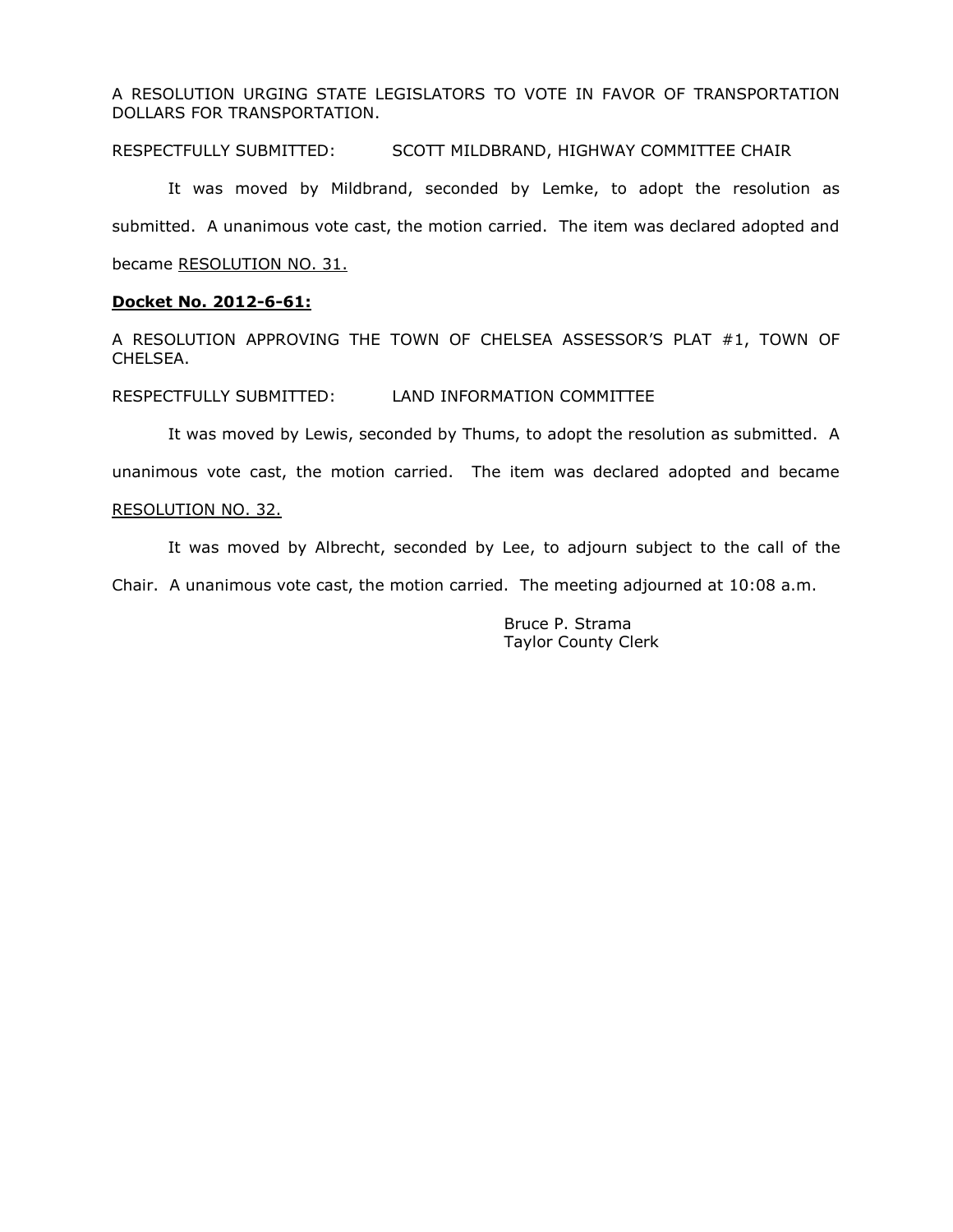A RESOLUTION URGING STATE LEGISLATORS TO VOTE IN FAVOR OF TRANSPORTATION DOLLARS FOR TRANSPORTATION.

RESPECTFULLY SUBMITTED: SCOTT MILDBRAND, HIGHWAY COMMITTEE CHAIR

It was moved by Mildbrand, seconded by Lemke, to adopt the resolution as submitted. A unanimous vote cast, the motion carried. The item was declared adopted and became RESOLUTION NO. 31.

**Docket No. 2012-6-61:**

A RESOLUTION APPROVING THE TOWN OF CHELSEA ASSESSOR'S PLAT #1, TOWN OF CHELSEA.

RESPECTFULLY SUBMITTED: LAND INFORMATION COMMITTEE

It was moved by Lewis, seconded by Thums, to adopt the resolution as submitted. A unanimous vote cast, the motion carried. The item was declared adopted and became RESOLUTION NO. 32.

It was moved by Albrecht, seconded by Lee, to adjourn subject to the call of the Chair. A unanimous vote cast, the motion carried. The meeting adjourned at 10:08 a.m.

Bruce P. Strama
Taylor County Clerk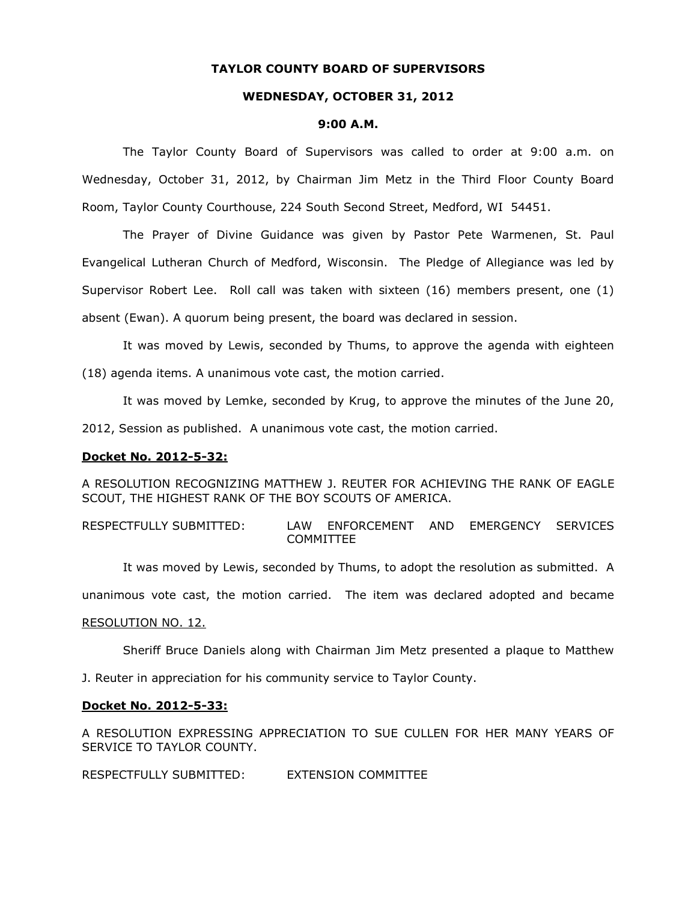**TAYLOR COUNTY BOARD OF SUPERVISORS**

**WEDNESDAY, OCTOBER 31, 2012**

**9:00 A.M.**

The Taylor County Board of Supervisors was called to order at 9:00 a.m. on Wednesday, October 31, 2012, by Chairman Jim Metz in the Third Floor County Board Room, Taylor County Courthouse, 224 South Second Street, Medford, WI 54451.

The Prayer of Divine Guidance was given by Pastor Pete Warmenen, St. Paul Evangelical Lutheran Church of Medford, Wisconsin. The Pledge of Allegiance was led by Supervisor Robert Lee. Roll call was taken with sixteen (16) members present, one (1) absent (Ewan). A quorum being present, the board was declared in session.

It was moved by Lewis, seconded by Thums, to approve the agenda with eighteen (18) agenda items. A unanimous vote cast, the motion carried.

It was moved by Lemke, seconded by Krug, to approve the minutes of the June 20, 2012, Session as published. A unanimous vote cast, the motion carried.

**Docket No. 2012-5-32:**

A RESOLUTION RECOGNIZING MATTHEW J. REUTER FOR ACHIEVING THE RANK OF EAGLE SCOUT, THE HIGHEST RANK OF THE BOY SCOUTS OF AMERICA.

RESPECTFULLY SUBMITTED: LAW ENFORCEMENT AND EMERGENCY SERVICES COMMITTEE

It was moved by Lewis, seconded by Thums, to adopt the resolution as submitted. A unanimous vote cast, the motion carried. The item was declared adopted and became RESOLUTION NO. 12.

Sheriff Bruce Daniels along with Chairman Jim Metz presented a plaque to Matthew J. Reuter in appreciation for his community service to Taylor County.

**Docket No. 2012-5-33:**

A RESOLUTION EXPRESSING APPRECIATION TO SUE CULLEN FOR HER MANY YEARS OF SERVICE TO TAYLOR COUNTY.

RESPECTFULLY SUBMITTED: EXTENSION COMMITTEE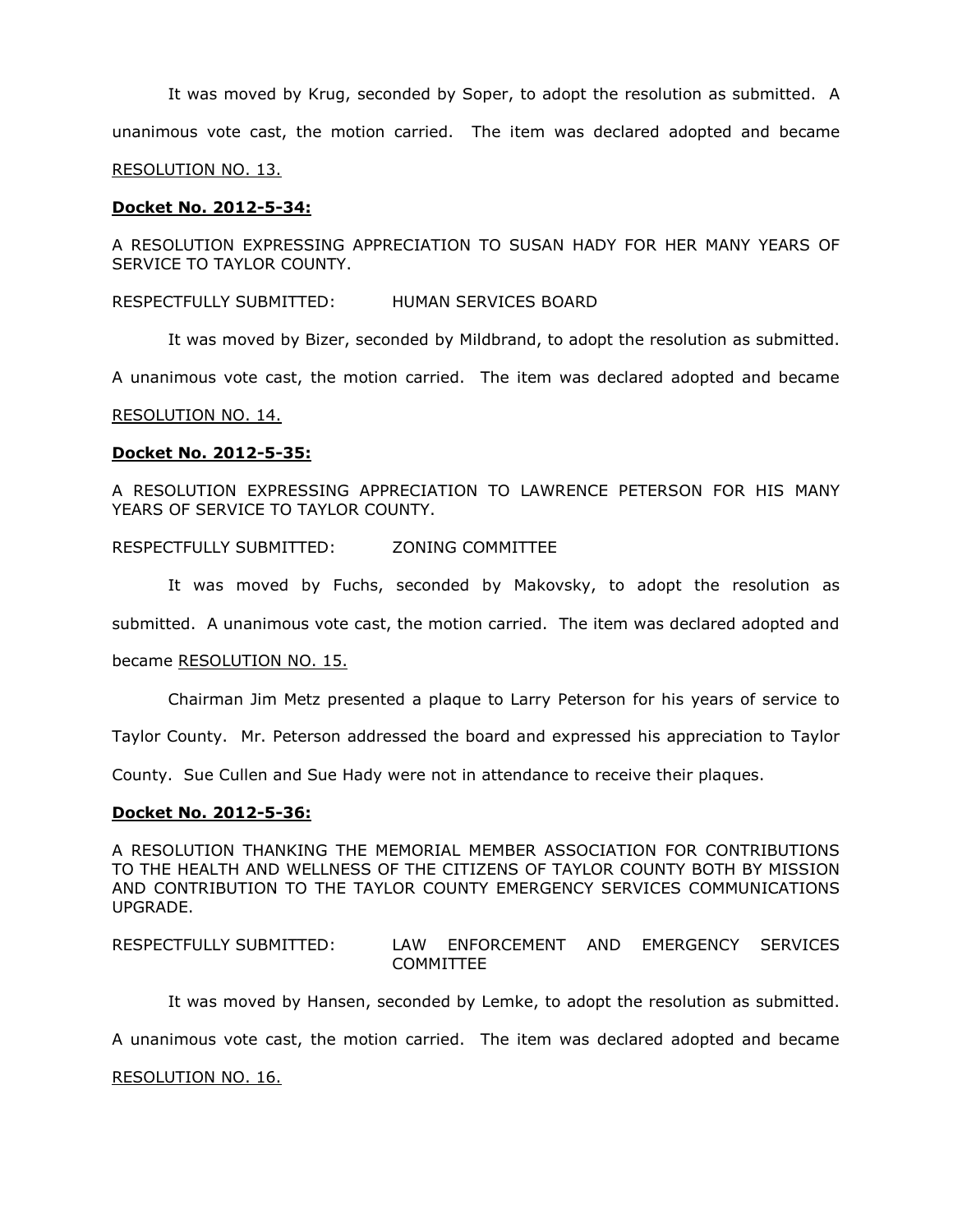It was moved by Krug, seconded by Soper, to adopt the resolution as submitted. A unanimous vote cast, the motion carried. The item was declared adopted and became <u>RESOLUTION NO. 13.</u>

**<u>Docket No. 2012-5-34:</u>**

A RESOLUTION EXPRESSING APPRECIATION TO SUSAN HADY FOR HER MANY YEARS OF SERVICE TO TAYLOR COUNTY.

RESPECTFULLY SUBMITTED: HUMAN SERVICES BOARD

It was moved by Bizer, seconded by Mildbrand, to adopt the resolution as submitted. A unanimous vote cast, the motion carried. The item was declared adopted and became <u>RESOLUTION NO. 14.</u>

**<u>Docket No. 2012-5-35:</u>**

A RESOLUTION EXPRESSING APPRECIATION TO LAWRENCE PETERSON FOR HIS MANY YEARS OF SERVICE TO TAYLOR COUNTY.

RESPECTFULLY SUBMITTED: ZONING COMMITTEE

It was moved by Fuchs, seconded by Makovsky, to adopt the resolution as submitted. A unanimous vote cast, the motion carried. The item was declared adopted and became <u>RESOLUTION NO. 15.</u>

Chairman Jim Metz presented a plaque to Larry Peterson for his years of service to Taylor County. Mr. Peterson addressed the board and expressed his appreciation to Taylor County. Sue Cullen and Sue Hady were not in attendance to receive their plaques.

**<u>Docket No. 2012-5-36:</u>**

A RESOLUTION THANKING THE MEMORIAL MEMBER ASSOCIATION FOR CONTRIBUTIONS TO THE HEALTH AND WELLNESS OF THE CITIZENS OF TAYLOR COUNTY BOTH BY MISSION AND CONTRIBUTION TO THE TAYLOR COUNTY EMERGENCY SERVICES COMMUNICATIONS UPGRADE.

RESPECTFULLY SUBMITTED: LAW ENFORCEMENT AND EMERGENCY SERVICES COMMITTEE

It was moved by Hansen, seconded by Lemke, to adopt the resolution as submitted. A unanimous vote cast, the motion carried. The item was declared adopted and became <u>RESOLUTION NO. 16.</u>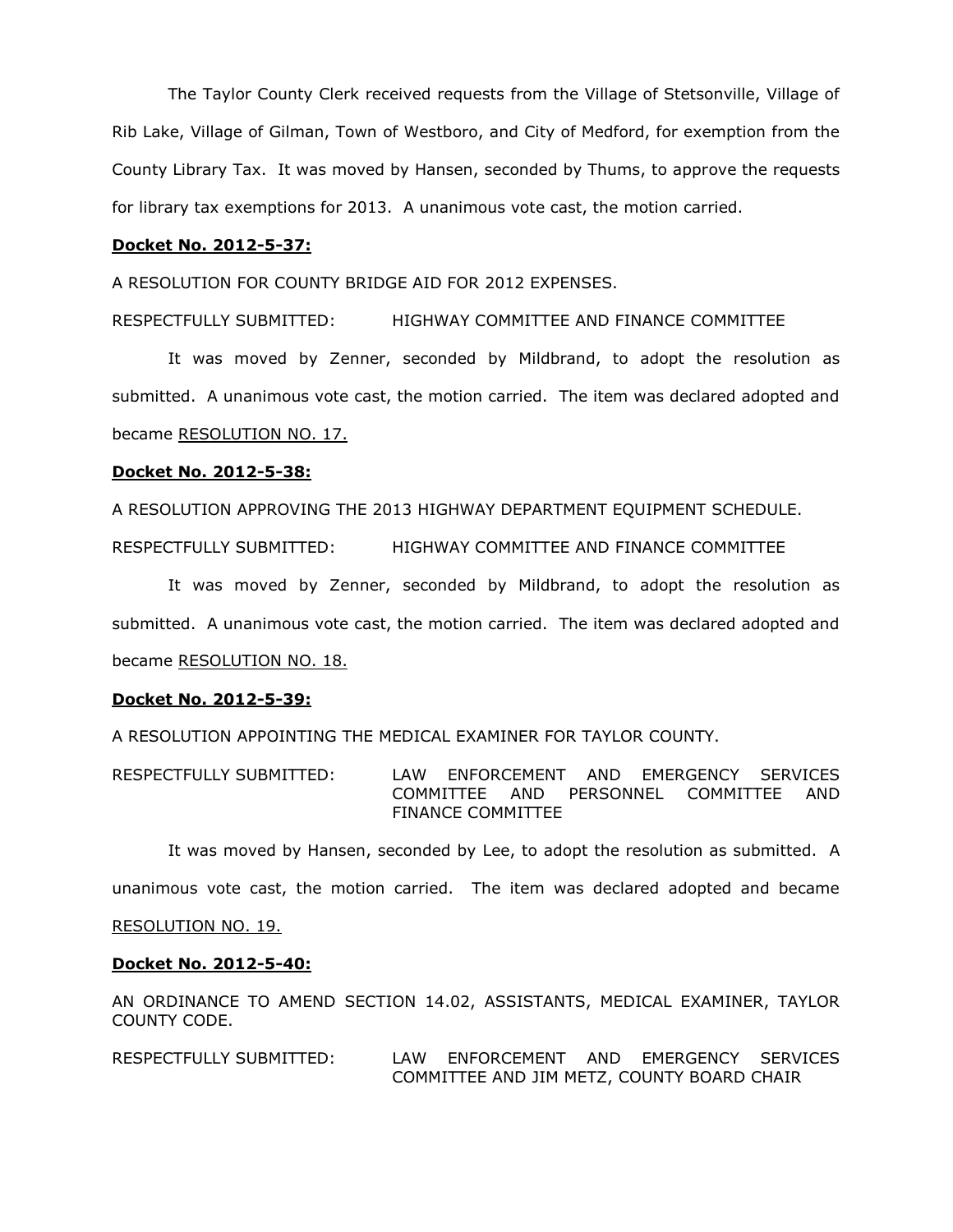The Taylor County Clerk received requests from the Village of Stetsonville, Village of Rib Lake, Village of Gilman, Town of Westboro, and City of Medford, for exemption from the County Library Tax. It was moved by Hansen, seconded by Thums, to approve the requests for library tax exemptions for 2013. A unanimous vote cast, the motion carried.

**Docket No. 2012-5-37:**

A RESOLUTION FOR COUNTY BRIDGE AID FOR 2012 EXPENSES.

RESPECTFULLY SUBMITTED: HIGHWAY COMMITTEE AND FINANCE COMMITTEE

It was moved by Zenner, seconded by Mildbrand, to adopt the resolution as submitted. A unanimous vote cast, the motion carried. The item was declared adopted and became RESOLUTION NO. 17.

**Docket No. 2012-5-38:**

A RESOLUTION APPROVING THE 2013 HIGHWAY DEPARTMENT EQUIPMENT SCHEDULE.

RESPECTFULLY SUBMITTED: HIGHWAY COMMITTEE AND FINANCE COMMITTEE

It was moved by Zenner, seconded by Mildbrand, to adopt the resolution as submitted. A unanimous vote cast, the motion carried. The item was declared adopted and became RESOLUTION NO. 18.

**Docket No. 2012-5-39:**

A RESOLUTION APPOINTING THE MEDICAL EXAMINER FOR TAYLOR COUNTY.

RESPECTFULLY SUBMITTED: LAW ENFORCEMENT AND EMERGENCY SERVICES COMMITTEE AND PERSONNEL COMMITTEE AND FINANCE COMMITTEE

It was moved by Hansen, seconded by Lee, to adopt the resolution as submitted. A unanimous vote cast, the motion carried. The item was declared adopted and became RESOLUTION NO. 19.

**Docket No. 2012-5-40:**

AN ORDINANCE TO AMEND SECTION 14.02, ASSISTANTS, MEDICAL EXAMINER, TAYLOR COUNTY CODE.

RESPECTFULLY SUBMITTED: LAW ENFORCEMENT AND EMERGENCY SERVICES COMMITTEE AND JIM METZ, COUNTY BOARD CHAIR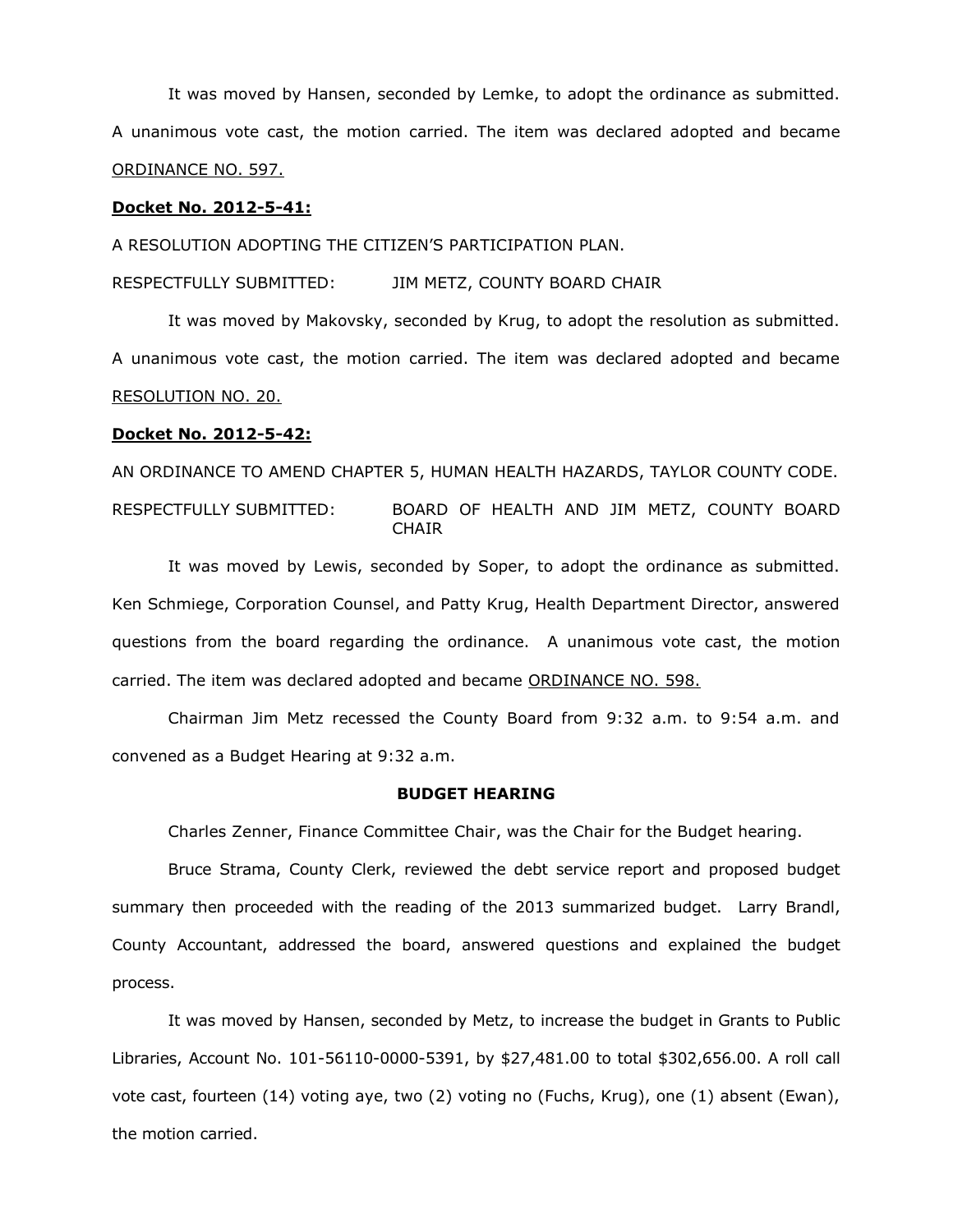It was moved by Hansen, seconded by Lemke, to adopt the ordinance as submitted. A unanimous vote cast, the motion carried. The item was declared adopted and became ORDINANCE NO. 597.

**Docket No. 2012-5-41:**

A RESOLUTION ADOPTING THE CITIZEN'S PARTICIPATION PLAN.

RESPECTFULLY SUBMITTED: JIM METZ, COUNTY BOARD CHAIR

It was moved by Makovsky, seconded by Krug, to adopt the resolution as submitted. A unanimous vote cast, the motion carried. The item was declared adopted and became RESOLUTION NO. 20.

**Docket No. 2012-5-42:**

AN ORDINANCE TO AMEND CHAPTER 5, HUMAN HEALTH HAZARDS, TAYLOR COUNTY CODE.

RESPECTFULLY SUBMITTED: BOARD OF HEALTH AND JIM METZ, COUNTY BOARD CHAIR

It was moved by Lewis, seconded by Soper, to adopt the ordinance as submitted. Ken Schmiege, Corporation Counsel, and Patty Krug, Health Department Director, answered questions from the board regarding the ordinance. A unanimous vote cast, the motion carried. The item was declared adopted and became ORDINANCE NO. 598.

Chairman Jim Metz recessed the County Board from 9:32 a.m. to 9:54 a.m. and convened as a Budget Hearing at 9:32 a.m.

**BUDGET HEARING**

Charles Zenner, Finance Committee Chair, was the Chair for the Budget hearing.

Bruce Strama, County Clerk, reviewed the debt service report and proposed budget summary then proceeded with the reading of the 2013 summarized budget. Larry Brandl, County Accountant, addressed the board, answered questions and explained the budget process.

It was moved by Hansen, seconded by Metz, to increase the budget in Grants to Public Libraries, Account No. 101-56110-0000-5391, by $27,481.00 to total $302,656.00. A roll call vote cast, fourteen (14) voting aye, two (2) voting no (Fuchs, Krug), one (1) absent (Ewan), the motion carried.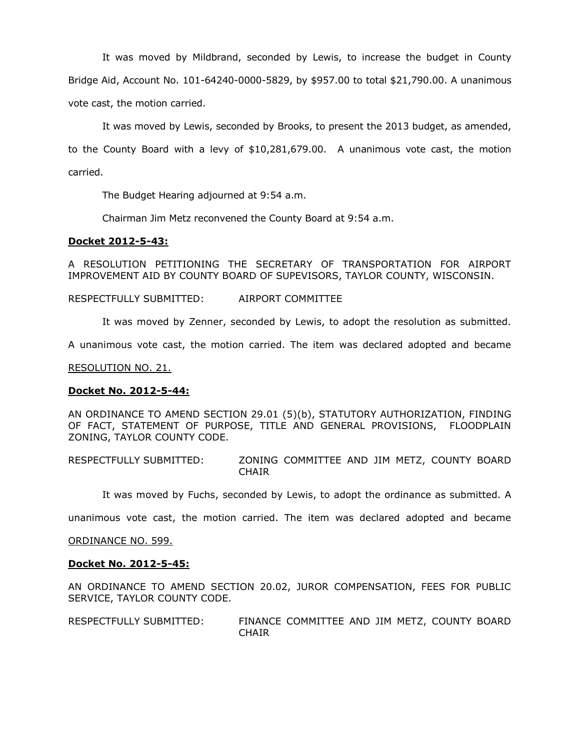It was moved by Mildbrand, seconded by Lewis, to increase the budget in County Bridge Aid, Account No. 101-64240-0000-5829, by $957.00 to total $21,790.00. A unanimous vote cast, the motion carried.

It was moved by Lewis, seconded by Brooks, to present the 2013 budget, as amended, to the County Board with a levy of $10,281,679.00. A unanimous vote cast, the motion carried.

The Budget Hearing adjourned at 9:54 a.m.

Chairman Jim Metz reconvened the County Board at 9:54 a.m.

**Docket 2012-5-43:**

A RESOLUTION PETITIONING THE SECRETARY OF TRANSPORTATION FOR AIRPORT IMPROVEMENT AID BY COUNTY BOARD OF SUPEVISORS, TAYLOR COUNTY, WISCONSIN.

RESPECTFULLY SUBMITTED: AIRPORT COMMITTEE

It was moved by Zenner, seconded by Lewis, to adopt the resolution as submitted. A unanimous vote cast, the motion carried. The item was declared adopted and became RESOLUTION NO. 21.

**Docket No. 2012-5-44:**

AN ORDINANCE TO AMEND SECTION 29.01 (5)(b), STATUTORY AUTHORIZATION, FINDING OF FACT, STATEMENT OF PURPOSE, TITLE AND GENERAL PROVISIONS, FLOODPLAIN ZONING, TAYLOR COUNTY CODE.

RESPECTFULLY SUBMITTED: ZONING COMMITTEE AND JIM METZ, COUNTY BOARD CHAIR

It was moved by Fuchs, seconded by Lewis, to adopt the ordinance as submitted. A unanimous vote cast, the motion carried. The item was declared adopted and became ORDINANCE NO. 599.

**Docket No. 2012-5-45:**

AN ORDINANCE TO AMEND SECTION 20.02, JUROR COMPENSATION, FEES FOR PUBLIC SERVICE, TAYLOR COUNTY CODE.

RESPECTFULLY SUBMITTED: FINANCE COMMITTEE AND JIM METZ, COUNTY BOARD CHAIR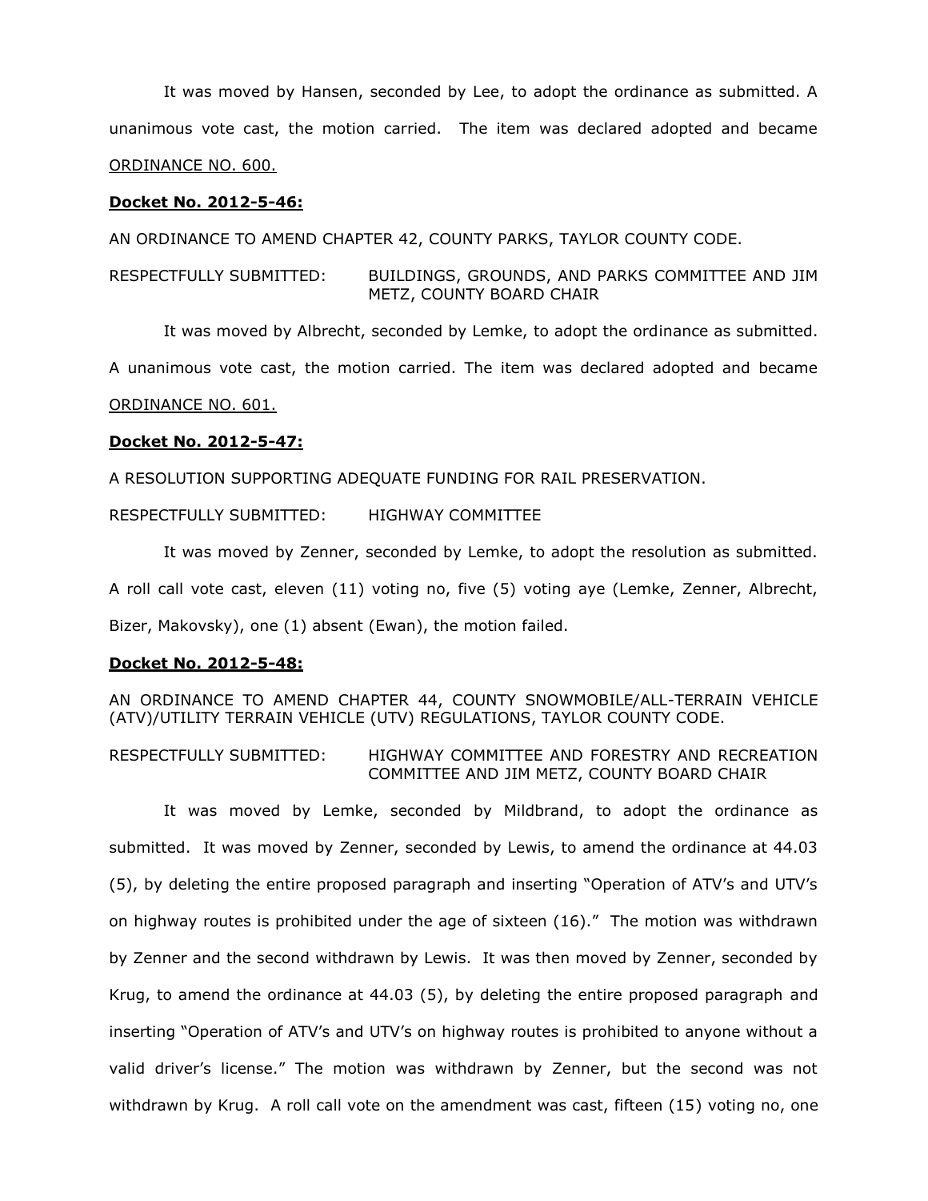It was moved by Hansen, seconded by Lee, to adopt the ordinance as submitted. A unanimous vote cast, the motion carried. The item was declared adopted and became <u>ORDINANCE NO. 600.</u>

**<u>Docket No. 2012-5-46:</u>**

AN ORDINANCE TO AMEND CHAPTER 42, COUNTY PARKS, TAYLOR COUNTY CODE.

RESPECTFULLY SUBMITTED: BUILDINGS, GROUNDS, AND PARKS COMMITTEE AND JIM METZ, COUNTY BOARD CHAIR

It was moved by Albrecht, seconded by Lemke, to adopt the ordinance as submitted. A unanimous vote cast, the motion carried. The item was declared adopted and became <u>ORDINANCE NO. 601.</u>

**<u>Docket No. 2012-5-47:</u>**

A RESOLUTION SUPPORTING ADEQUATE FUNDING FOR RAIL PRESERVATION.

RESPECTFULLY SUBMITTED: HIGHWAY COMMITTEE

It was moved by Zenner, seconded by Lemke, to adopt the resolution as submitted. A roll call vote cast, eleven (11) voting no, five (5) voting aye (Lemke, Zenner, Albrecht, Bizer, Makovsky), one (1) absent (Ewan), the motion failed.

**<u>Docket No. 2012-5-48:</u>**

AN ORDINANCE TO AMEND CHAPTER 44, COUNTY SNOWMOBILE/ALL-TERRAIN VEHICLE (ATV)/UTILITY TERRAIN VEHICLE (UTV) REGULATIONS, TAYLOR COUNTY CODE.

RESPECTFULLY SUBMITTED: HIGHWAY COMMITTEE AND FORESTRY AND RECREATION COMMITTEE AND JIM METZ, COUNTY BOARD CHAIR

It was moved by Lemke, seconded by Mildbrand, to adopt the ordinance as submitted. It was moved by Zenner, seconded by Lewis, to amend the ordinance at 44.03 (5), by deleting the entire proposed paragraph and inserting "Operation of ATV's and UTV's on highway routes is prohibited under the age of sixteen (16)." The motion was withdrawn by Zenner and the second withdrawn by Lewis. It was then moved by Zenner, seconded by Krug, to amend the ordinance at 44.03 (5), by deleting the entire proposed paragraph and inserting "Operation of ATV's and UTV's on highway routes is prohibited to anyone without a valid driver's license." The motion was withdrawn by Zenner, but the second was not withdrawn by Krug. A roll call vote on the amendment was cast, fifteen (15) voting no, one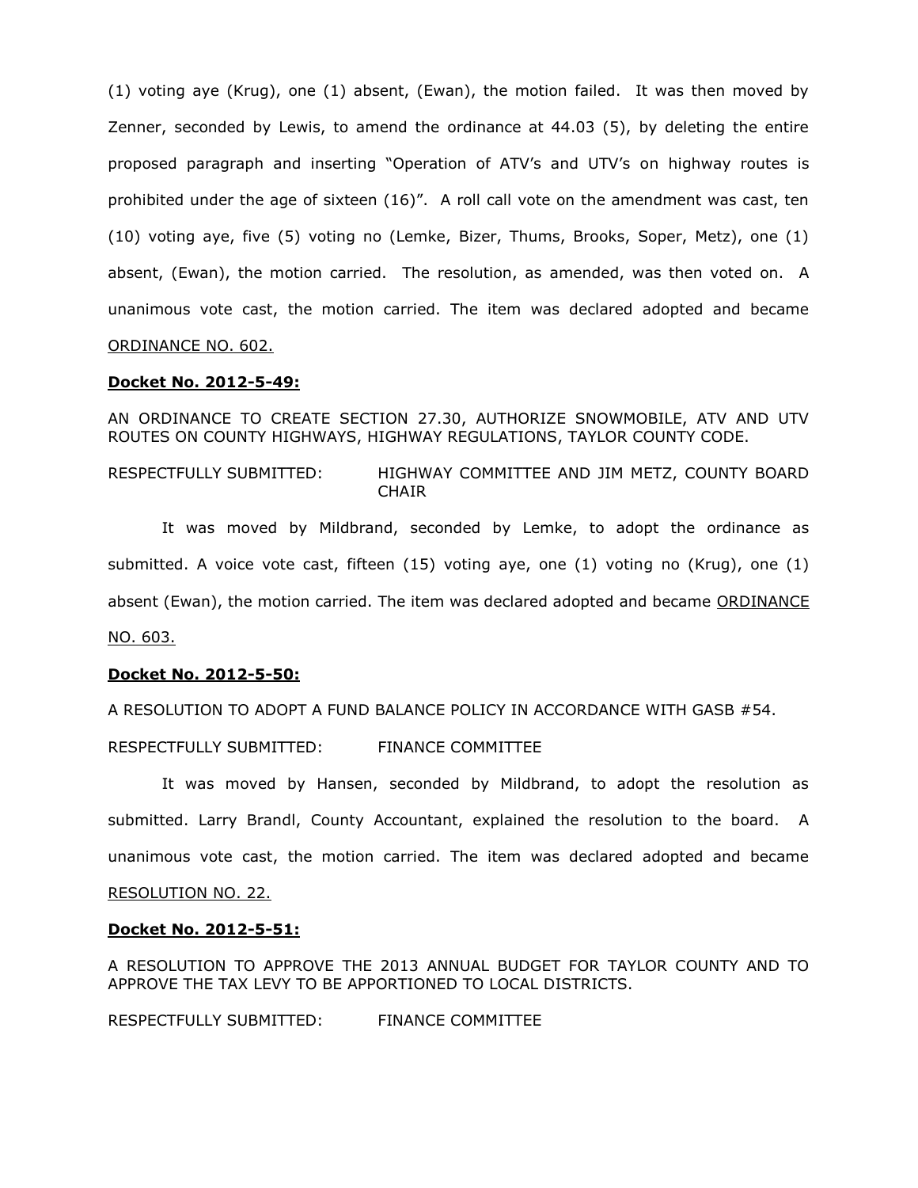(1) voting aye (Krug), one (1) absent, (Ewan), the motion failed. It was then moved by Zenner, seconded by Lewis, to amend the ordinance at 44.03 (5), by deleting the entire proposed paragraph and inserting "Operation of ATV's and UTV's on highway routes is prohibited under the age of sixteen (16)". A roll call vote on the amendment was cast, ten (10) voting aye, five (5) voting no (Lemke, Bizer, Thums, Brooks, Soper, Metz), one (1) absent, (Ewan), the motion carried. The resolution, as amended, was then voted on. A unanimous vote cast, the motion carried. The item was declared adopted and became ORDINANCE NO. 602.

**Docket No. 2012-5-49:**

AN ORDINANCE TO CREATE SECTION 27.30, AUTHORIZE SNOWMOBILE, ATV AND UTV ROUTES ON COUNTY HIGHWAYS, HIGHWAY REGULATIONS, TAYLOR COUNTY CODE.

RESPECTFULLY SUBMITTED: HIGHWAY COMMITTEE AND JIM METZ, COUNTY BOARD CHAIR

It was moved by Mildbrand, seconded by Lemke, to adopt the ordinance as submitted. A voice vote cast, fifteen (15) voting aye, one (1) voting no (Krug), one (1) absent (Ewan), the motion carried. The item was declared adopted and became ORDINANCE NO. 603.

**Docket No. 2012-5-50:**

A RESOLUTION TO ADOPT A FUND BALANCE POLICY IN ACCORDANCE WITH GASB #54.

RESPECTFULLY SUBMITTED: FINANCE COMMITTEE

It was moved by Hansen, seconded by Mildbrand, to adopt the resolution as submitted. Larry Brandl, County Accountant, explained the resolution to the board. A unanimous vote cast, the motion carried. The item was declared adopted and became RESOLUTION NO. 22.

**Docket No. 2012-5-51:**

A RESOLUTION TO APPROVE THE 2013 ANNUAL BUDGET FOR TAYLOR COUNTY AND TO APPROVE THE TAX LEVY TO BE APPORTIONED TO LOCAL DISTRICTS.

RESPECTFULLY SUBMITTED: FINANCE COMMITTEE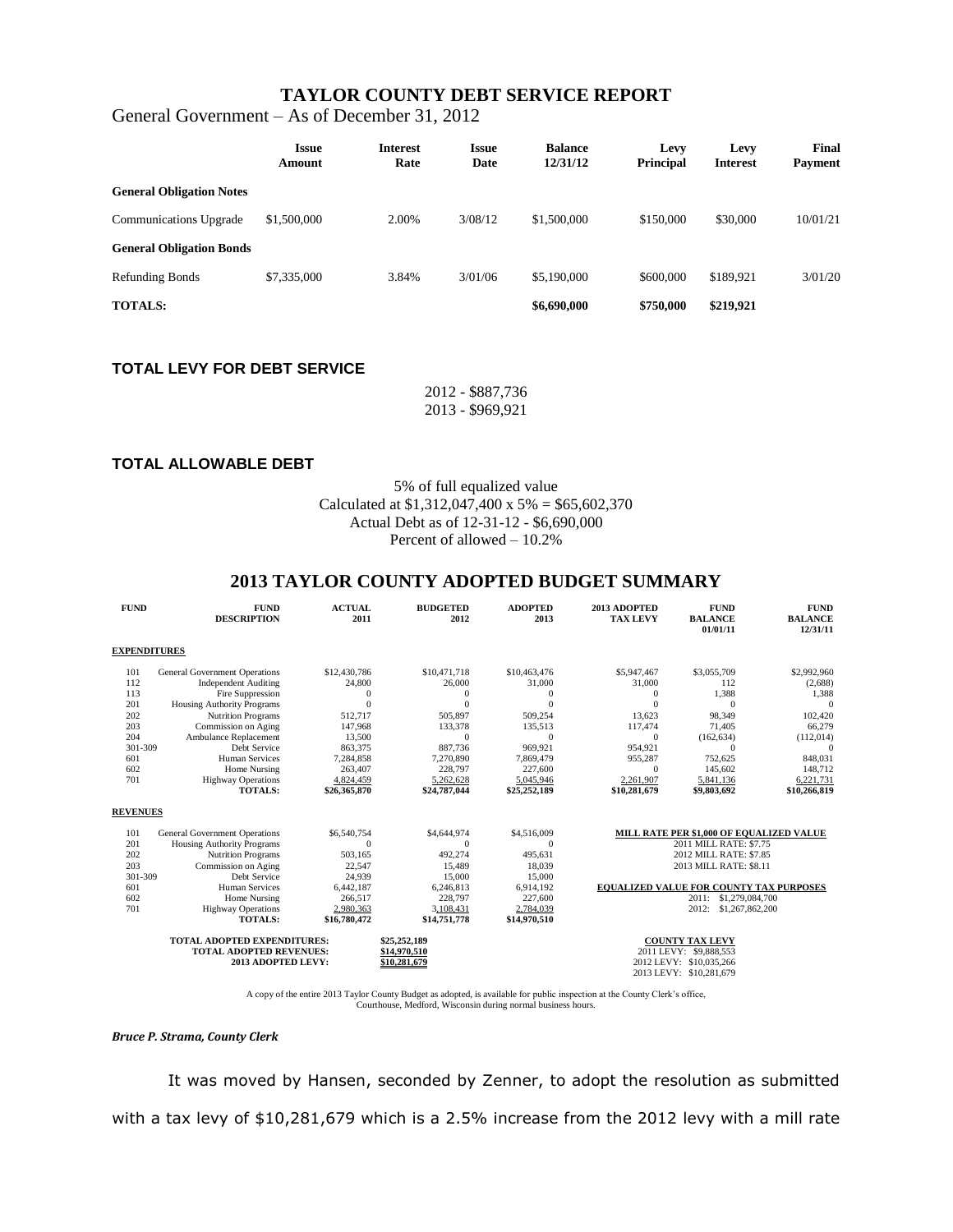# TAYLOR COUNTY DEBT SERVICE REPORT

General Government – As of December 31, 2012

| | Issue Amount | Interest Rate | Issue Date | Balance 12/31/12 | Levy Principal | Levy Interest | Final Payment |
|---|---|---|---|---|---|---|---|
| **General Obligation Notes** | | | | | | | |
| Communications Upgrade | $1,500,000 | 2.00% | 3/08/12 | $1,500,000 | $150,000 | $30,000 | 10/01/21 |
| **General Obligation Bonds** | | | | | | | |
| Refunding Bonds | $7,335,000 | 3.84% | 3/01/06 | $5,190,000 | $600,000 | $189,921 | 3/01/20 |
| **TOTALS:** | | | | **$6,690,000** | **$750,000** | **$219,921** | |

**TOTAL LEVY FOR DEBT SERVICE**

2012 - $887,736
2013 - $969,921

**TOTAL ALLOWABLE DEBT**

5% of full equalized value
Calculated at $1,312,047,400 x 5% = $65,602,370
Actual Debt as of 12-31-12 - $6,690,000
Percent of allowed – 10.2%

## 2013 TAYLOR COUNTY ADOPTED BUDGET SUMMARY

| FUND | FUND DESCRIPTION | ACTUAL 2011 | BUDGETED 2012 | ADOPTED 2013 | 2013 ADOPTED TAX LEVY | FUND BALANCE 01/01/11 | FUND BALANCE 12/31/11 |
|---|---|---|---|---|---|---|---|
| **EXPENDITURES** | | | | | | | |
| 101 | General Government Operations | $12,430,786 | $10,471,718 | $10,463,476 | $5,947,467 | $3,055,709 | $2,992,960 |
| 112 | Independent Auditing | 24,800 | 26,000 | 31,000 | 31,000 | 112 | (2,688) |
| 113 | Fire Suppression | 0 | 0 | 0 | 0 | 1,388 | 1,388 |
| 201 | Housing Authority Programs | 0 | 0 | 0 | 0 | 0 | 0 |
| 202 | Nutrition Programs | 512,717 | 505,897 | 509,254 | 13,623 | 98,349 | 102,420 |
| 203 | Commission on Aging | 147,968 | 133,378 | 135,513 | 117,474 | 71,405 | 66,279 |
| 204 | Ambulance Replacement | 13,500 | 0 | 0 | 0 | (162,634) | (112,014) |
| 301-309 | Debt Service | 863,375 | 887,736 | 969,921 | 954,921 | 0 | 0 |
| 601 | Human Services | 7,284,858 | 7,270,890 | 7,869,479 | 955,287 | 752,625 | 848,031 |
| 602 | Home Nursing | 263,407 | 228,797 | 227,600 | 0 | 145,602 | 148,712 |
| 701 | Highway Operations | 4,824,459 | 5,262,628 | 5,045,946 | 2,261,907 | 5,841,136 | 6,221,731 |
| | **TOTALS:** | **$26,365,870** | **$24,787,044** | **$25,252,189** | **$10,281,679** | **$9,803,692** | **$10,266,819** |
| **REVENUES** | | | | | | | |
| 101 | General Government Operations | $6,540,754 | $4,644,974 | $4,516,009 | | | |
| 201 | Housing Authority Programs | 0 | 0 | 0 | | | |
| 202 | Nutrition Programs | 503,165 | 492,274 | 495,631 | | | |
| 203 | Commission on Aging | 22,547 | 15,489 | 18,039 | | | |
| 301-309 | Debt Service | 24,939 | 15,000 | 15,000 | | | |
| 601 | Human Services | 6,442,187 | 6,246,813 | 6,914,192 | | | |
| 602 | Home Nursing | 266,517 | 228,797 | 227,600 | | | |
| 701 | Highway Operations | 2,980,363 | 3,108,431 | 2,784,039 | | | |
| | **TOTALS:** | **$16,780,472** | **$14,751,778** | **$14,970,510** | | | |

**MILL RATE PER $1,000 OF EQUALIZED VALUE**
2011 MILL RATE: $7.75
2012 MILL RATE: $7.85
2013 MILL RATE: $8.11

**EQUALIZED VALUE FOR COUNTY TAX PURPOSES**
2011: $1,279,084,700
2012: $1,267,862,200

**TOTAL ADOPTED EXPENDITURES:** $25,252,189
**TOTAL ADOPTED REVENUES:** $14,970,510
**2013 ADOPTED LEVY:** $10,281,679

**COUNTY TAX LEVY**
2011 LEVY: $9,888,553
2012 LEVY: $10,035,266
2013 LEVY: $10,281,679

A copy of the entire 2013 Taylor County Budget as adopted, is available for public inspection at the County Clerk's office, Courthouse, Medford, Wisconsin during normal business hours.

***Bruce P. Strama, County Clerk***

It was moved by Hansen, seconded by Zenner, to adopt the resolution as submitted with a tax levy of $10,281,679 which is a 2.5% increase from the 2012 levy with a mill rate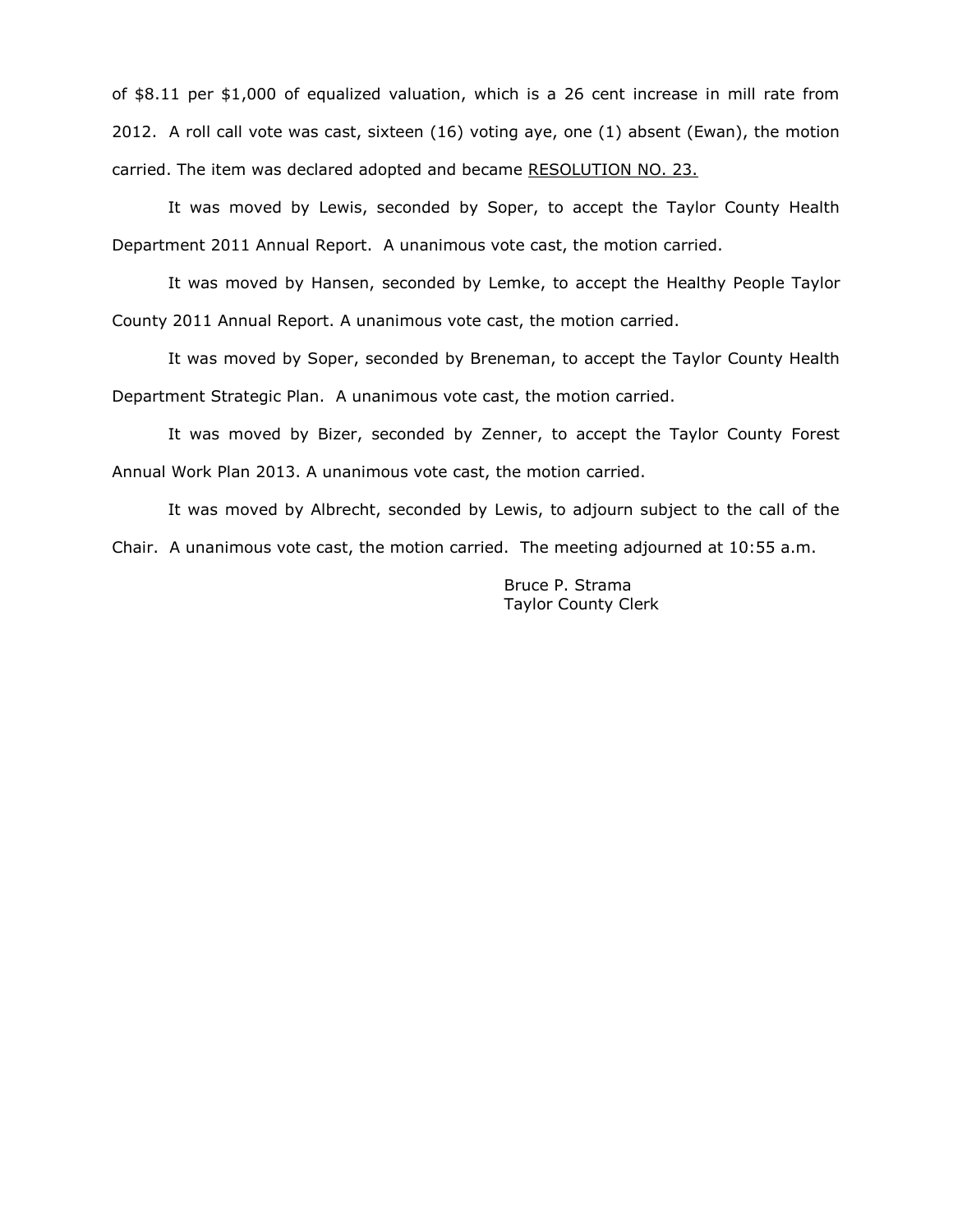of $8.11 per $1,000 of equalized valuation, which is a 26 cent increase in mill rate from 2012. A roll call vote was cast, sixteen (16) voting aye, one (1) absent (Ewan), the motion carried. The item was declared adopted and became <u>RESOLUTION NO. 23.</u>

It was moved by Lewis, seconded by Soper, to accept the Taylor County Health Department 2011 Annual Report. A unanimous vote cast, the motion carried.

It was moved by Hansen, seconded by Lemke, to accept the Healthy People Taylor County 2011 Annual Report. A unanimous vote cast, the motion carried.

It was moved by Soper, seconded by Breneman, to accept the Taylor County Health Department Strategic Plan. A unanimous vote cast, the motion carried.

It was moved by Bizer, seconded by Zenner, to accept the Taylor County Forest Annual Work Plan 2013. A unanimous vote cast, the motion carried.

It was moved by Albrecht, seconded by Lewis, to adjourn subject to the call of the Chair. A unanimous vote cast, the motion carried. The meeting adjourned at 10:55 a.m.

Bruce P. Strama
Taylor County Clerk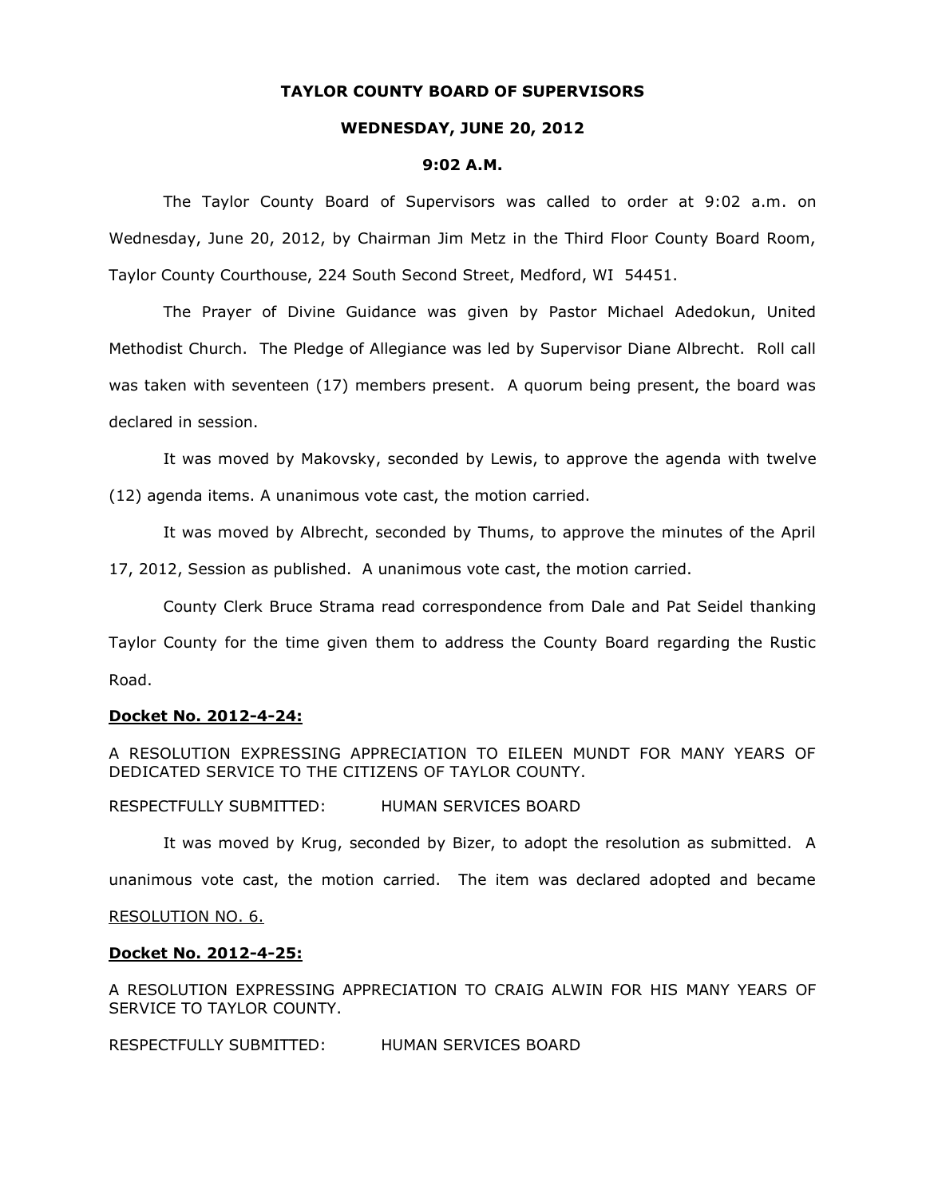**TAYLOR COUNTY BOARD OF SUPERVISORS**

**WEDNESDAY, JUNE 20, 2012**

**9:02 A.M.**

The Taylor County Board of Supervisors was called to order at 9:02 a.m. on Wednesday, June 20, 2012, by Chairman Jim Metz in the Third Floor County Board Room, Taylor County Courthouse, 224 South Second Street, Medford, WI 54451.

The Prayer of Divine Guidance was given by Pastor Michael Adedokun, United Methodist Church. The Pledge of Allegiance was led by Supervisor Diane Albrecht. Roll call was taken with seventeen (17) members present. A quorum being present, the board was declared in session.

It was moved by Makovsky, seconded by Lewis, to approve the agenda with twelve (12) agenda items. A unanimous vote cast, the motion carried.

It was moved by Albrecht, seconded by Thums, to approve the minutes of the April 17, 2012, Session as published. A unanimous vote cast, the motion carried.

County Clerk Bruce Strama read correspondence from Dale and Pat Seidel thanking Taylor County for the time given them to address the County Board regarding the Rustic Road.

**Docket No. 2012-4-24:**

A RESOLUTION EXPRESSING APPRECIATION TO EILEEN MUNDT FOR MANY YEARS OF DEDICATED SERVICE TO THE CITIZENS OF TAYLOR COUNTY.

RESPECTFULLY SUBMITTED: HUMAN SERVICES BOARD

It was moved by Krug, seconded by Bizer, to adopt the resolution as submitted. A unanimous vote cast, the motion carried. The item was declared adopted and became RESOLUTION NO. 6.

**Docket No. 2012-4-25:**

A RESOLUTION EXPRESSING APPRECIATION TO CRAIG ALWIN FOR HIS MANY YEARS OF SERVICE TO TAYLOR COUNTY.

RESPECTFULLY SUBMITTED: HUMAN SERVICES BOARD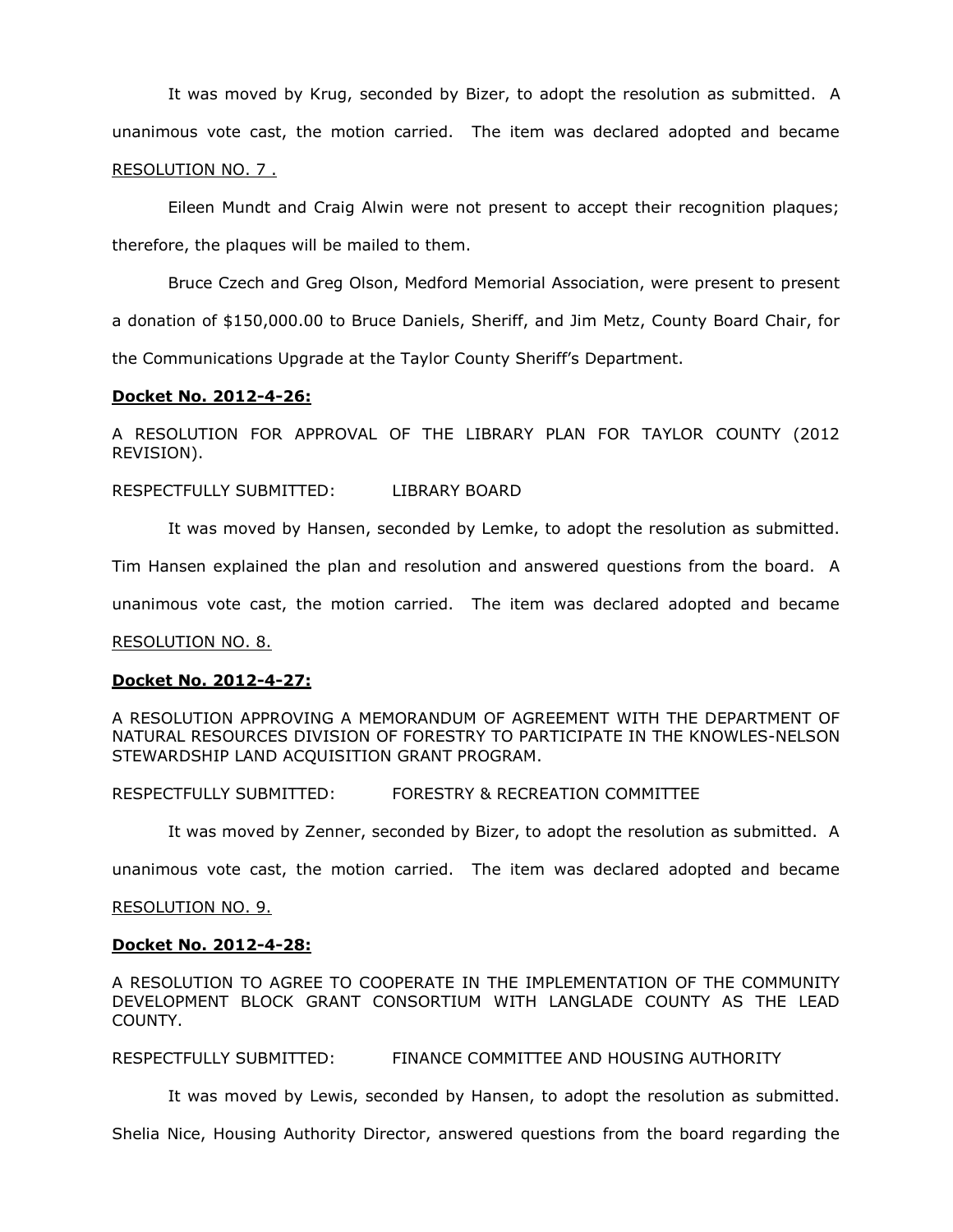It was moved by Krug, seconded by Bizer, to adopt the resolution as submitted. A unanimous vote cast, the motion carried. The item was declared adopted and became RESOLUTION NO. 7 .

Eileen Mundt and Craig Alwin were not present to accept their recognition plaques; therefore, the plaques will be mailed to them.

Bruce Czech and Greg Olson, Medford Memorial Association, were present to present a donation of $150,000.00 to Bruce Daniels, Sheriff, and Jim Metz, County Board Chair, for the Communications Upgrade at the Taylor County Sheriff's Department.

**Docket No. 2012-4-26:**

A RESOLUTION FOR APPROVAL OF THE LIBRARY PLAN FOR TAYLOR COUNTY (2012 REVISION).

RESPECTFULLY SUBMITTED: LIBRARY BOARD

It was moved by Hansen, seconded by Lemke, to adopt the resolution as submitted. Tim Hansen explained the plan and resolution and answered questions from the board. A unanimous vote cast, the motion carried. The item was declared adopted and became RESOLUTION NO. 8.

**Docket No. 2012-4-27:**

A RESOLUTION APPROVING A MEMORANDUM OF AGREEMENT WITH THE DEPARTMENT OF NATURAL RESOURCES DIVISION OF FORESTRY TO PARTICIPATE IN THE KNOWLES-NELSON STEWARDSHIP LAND ACQUISITION GRANT PROGRAM.

RESPECTFULLY SUBMITTED: FORESTRY & RECREATION COMMITTEE

It was moved by Zenner, seconded by Bizer, to adopt the resolution as submitted. A unanimous vote cast, the motion carried. The item was declared adopted and became RESOLUTION NO. 9.

**Docket No. 2012-4-28:**

A RESOLUTION TO AGREE TO COOPERATE IN THE IMPLEMENTATION OF THE COMMUNITY DEVELOPMENT BLOCK GRANT CONSORTIUM WITH LANGLADE COUNTY AS THE LEAD COUNTY.

RESPECTFULLY SUBMITTED: FINANCE COMMITTEE AND HOUSING AUTHORITY

It was moved by Lewis, seconded by Hansen, to adopt the resolution as submitted. Shelia Nice, Housing Authority Director, answered questions from the board regarding the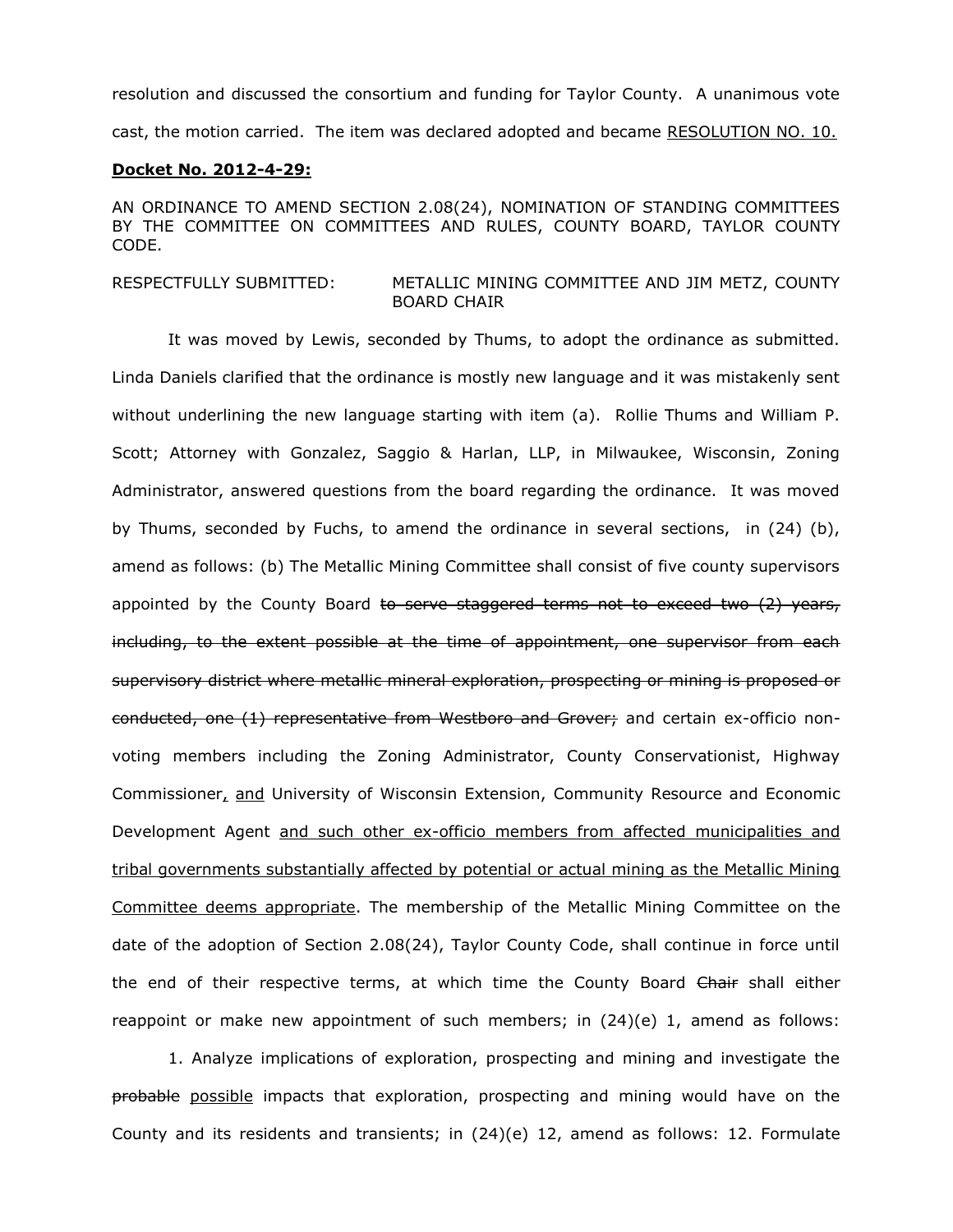resolution and discussed the consortium and funding for Taylor County. A unanimous vote cast, the motion carried. The item was declared adopted and became <u>RESOLUTION NO. 10.</u>

**<u>Docket No. 2012-4-29:</u>**

AN ORDINANCE TO AMEND SECTION 2.08(24), NOMINATION OF STANDING COMMITTEES BY THE COMMITTEE ON COMMITTEES AND RULES, COUNTY BOARD, TAYLOR COUNTY CODE.

RESPECTFULLY SUBMITTED: METALLIC MINING COMMITTEE AND JIM METZ, COUNTY BOARD CHAIR

It was moved by Lewis, seconded by Thums, to adopt the ordinance as submitted. Linda Daniels clarified that the ordinance is mostly new language and it was mistakenly sent without underlining the new language starting with item (a). Rollie Thums and William P. Scott; Attorney with Gonzalez, Saggio & Harlan, LLP, in Milwaukee, Wisconsin, Zoning Administrator, answered questions from the board regarding the ordinance. It was moved by Thums, seconded by Fuchs, to amend the ordinance in several sections, in (24) (b), amend as follows: (b) The Metallic Mining Committee shall consist of five county supervisors appointed by the County Board ~~to serve staggered terms not to exceed two (2) years, including, to the extent possible at the time of appointment, one supervisor from each supervisory district where metallic mineral exploration, prospecting or mining is proposed or conducted, one (1) representative from Westboro and Grover;~~ and certain ex-officio non-voting members including the Zoning Administrator, County Conservationist, Highway Commissioner<u>, and</u> University of Wisconsin Extension, Community Resource and Economic Development Agent <u>and such other ex-officio members from affected municipalities and tribal governments substantially affected by potential or actual mining as the Metallic Mining Committee deems appropriate</u>. The membership of the Metallic Mining Committee on the date of the adoption of Section 2.08(24), Taylor County Code, shall continue in force until the end of their respective terms, at which time the County Board ~~Chair~~ shall either reappoint or make new appointment of such members; in (24)(e) 1, amend as follows:

1. Analyze implications of exploration, prospecting and mining and investigate the ~~probable~~ <u>possible</u> impacts that exploration, prospecting and mining would have on the County and its residents and transients; in (24)(e) 12, amend as follows: 12. Formulate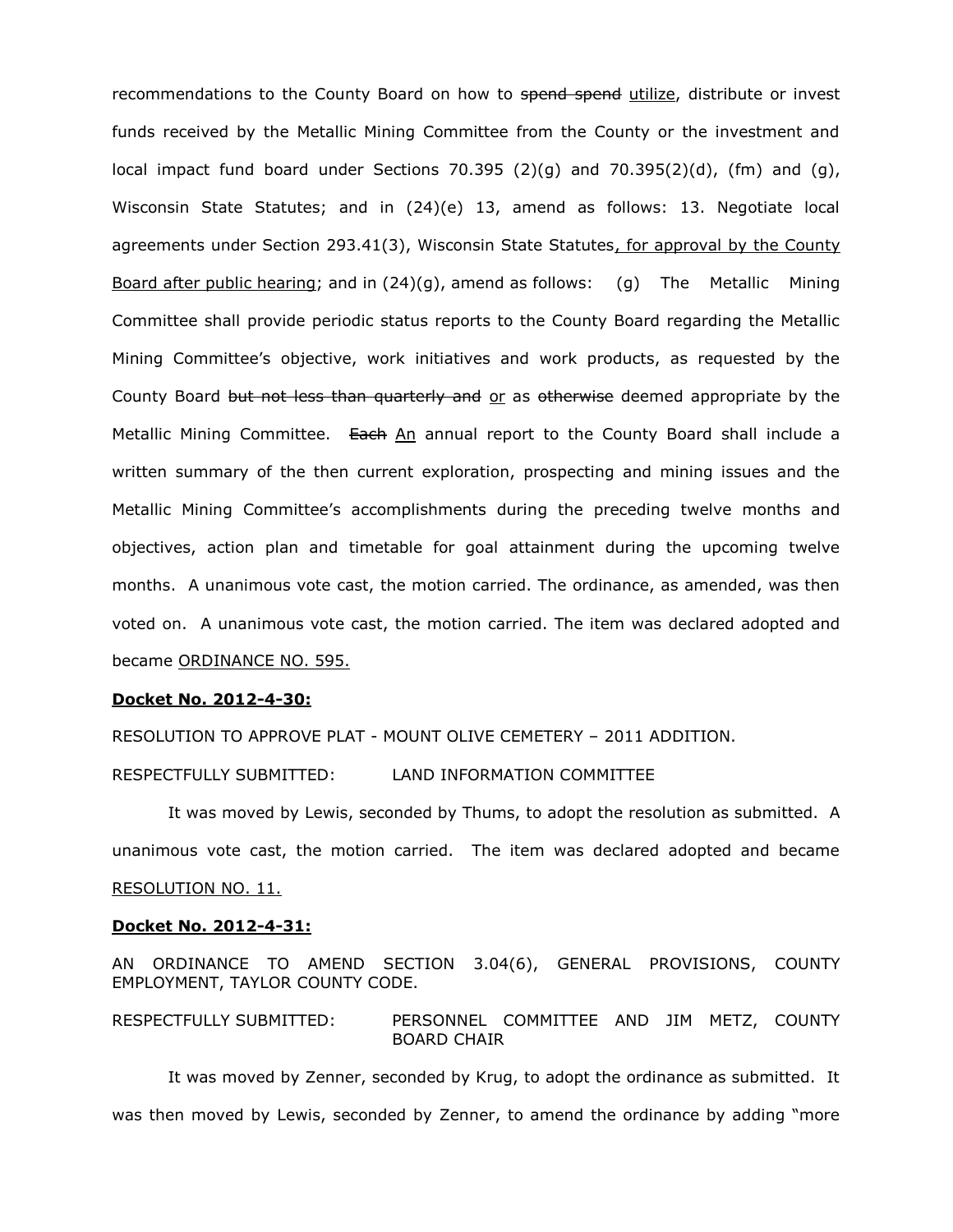recommendations to the County Board on how to ~~spend spend~~ <u>utilize</u>, distribute or invest funds received by the Metallic Mining Committee from the County or the investment and local impact fund board under Sections 70.395 (2)(g) and 70.395(2)(d), (fm) and (g), Wisconsin State Statutes; and in (24)(e) 13, amend as follows: 13. Negotiate local agreements under Section 293.41(3), Wisconsin State Statutes<u>, for approval by the County Board after public hearing</u>; and in (24)(g), amend as follows: (g) The Metallic Mining Committee shall provide periodic status reports to the County Board regarding the Metallic Mining Committee's objective, work initiatives and work products, as requested by the County Board ~~but not less than quarterly and~~ <u>or</u> as ~~otherwise~~ deemed appropriate by the Metallic Mining Committee. ~~Each~~ <u>An</u> annual report to the County Board shall include a written summary of the then current exploration, prospecting and mining issues and the Metallic Mining Committee's accomplishments during the preceding twelve months and objectives, action plan and timetable for goal attainment during the upcoming twelve months. A unanimous vote cast, the motion carried. The ordinance, as amended, was then voted on. A unanimous vote cast, the motion carried. The item was declared adopted and became <u>ORDINANCE NO. 595.</u>

**<u>Docket No. 2012-4-30:</u>**

RESOLUTION TO APPROVE PLAT - MOUNT OLIVE CEMETERY – 2011 ADDITION.

RESPECTFULLY SUBMITTED: LAND INFORMATION COMMITTEE

It was moved by Lewis, seconded by Thums, to adopt the resolution as submitted. A unanimous vote cast, the motion carried. The item was declared adopted and became <u>RESOLUTION NO. 11.</u>

**<u>Docket No. 2012-4-31:</u>**

AN ORDINANCE TO AMEND SECTION 3.04(6), GENERAL PROVISIONS, COUNTY EMPLOYMENT, TAYLOR COUNTY CODE.

RESPECTFULLY SUBMITTED: PERSONNEL COMMITTEE AND JIM METZ, COUNTY BOARD CHAIR

It was moved by Zenner, seconded by Krug, to adopt the ordinance as submitted. It was then moved by Lewis, seconded by Zenner, to amend the ordinance by adding "more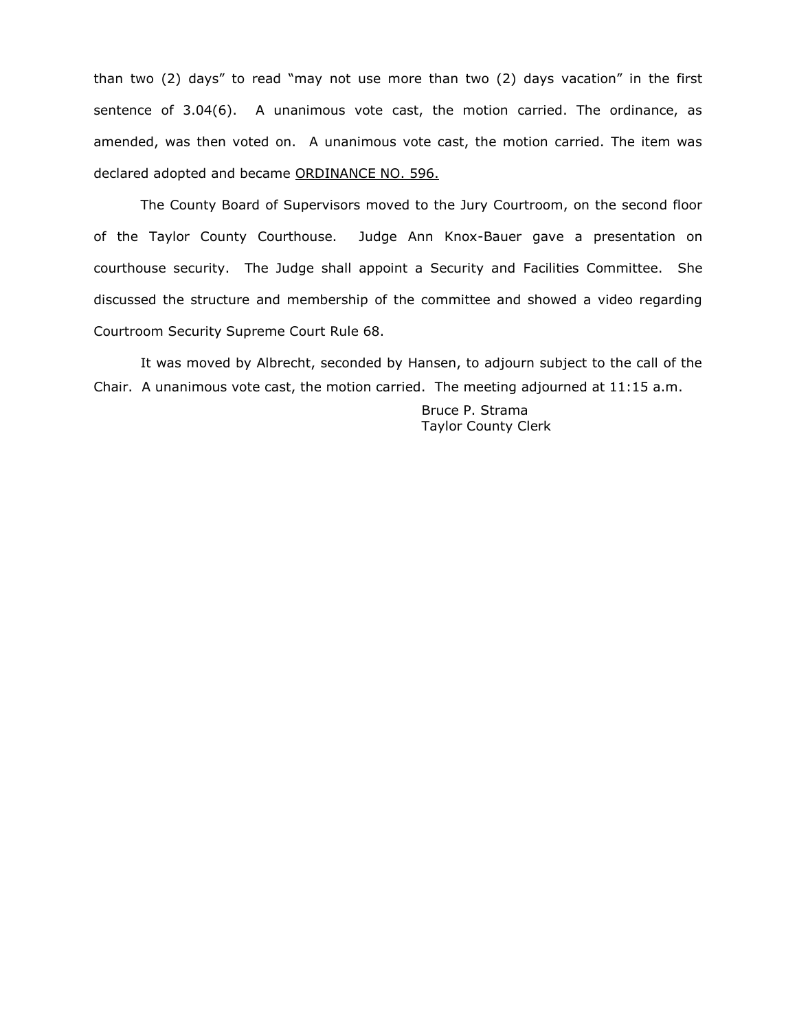than two (2) days" to read "may not use more than two (2) days vacation" in the first sentence of 3.04(6). A unanimous vote cast, the motion carried. The ordinance, as amended, was then voted on. A unanimous vote cast, the motion carried. The item was declared adopted and became <u>ORDINANCE NO. 596.</u>

The County Board of Supervisors moved to the Jury Courtroom, on the second floor of the Taylor County Courthouse. Judge Ann Knox-Bauer gave a presentation on courthouse security. The Judge shall appoint a Security and Facilities Committee. She discussed the structure and membership of the committee and showed a video regarding Courtroom Security Supreme Court Rule 68.

It was moved by Albrecht, seconded by Hansen, to adjourn subject to the call of the Chair. A unanimous vote cast, the motion carried. The meeting adjourned at 11:15 a.m.

Bruce P. Strama
Taylor County Clerk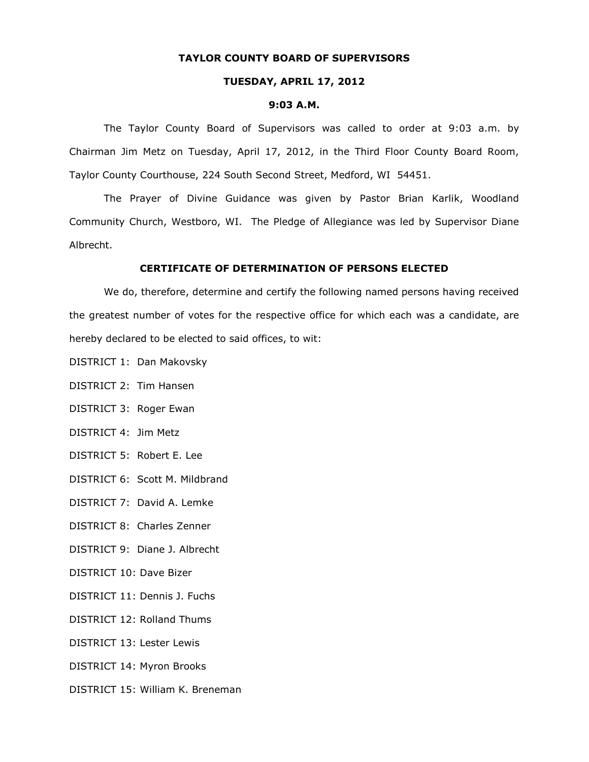**TAYLOR COUNTY BOARD OF SUPERVISORS**

**TUESDAY, APRIL 17, 2012**

**9:03 A.M.**

The Taylor County Board of Supervisors was called to order at 9:03 a.m. by Chairman Jim Metz on Tuesday, April 17, 2012, in the Third Floor County Board Room, Taylor County Courthouse, 224 South Second Street, Medford, WI 54451.

The Prayer of Divine Guidance was given by Pastor Brian Karlik, Woodland Community Church, Westboro, WI. The Pledge of Allegiance was led by Supervisor Diane Albrecht.

**CERTIFICATE OF DETERMINATION OF PERSONS ELECTED**

We do, therefore, determine and certify the following named persons having received the greatest number of votes for the respective office for which each was a candidate, are hereby declared to be elected to said offices, to wit:

DISTRICT 1: Dan Makovsky

DISTRICT 2: Tim Hansen

DISTRICT 3: Roger Ewan

DISTRICT 4: Jim Metz

DISTRICT 5: Robert E. Lee

DISTRICT 6: Scott M. Mildbrand

DISTRICT 7: David A. Lemke

DISTRICT 8: Charles Zenner

DISTRICT 9: Diane J. Albrecht

DISTRICT 10: Dave Bizer

DISTRICT 11: Dennis J. Fuchs

DISTRICT 12: Rolland Thums

DISTRICT 13: Lester Lewis

DISTRICT 14: Myron Brooks

DISTRICT 15: William K. Breneman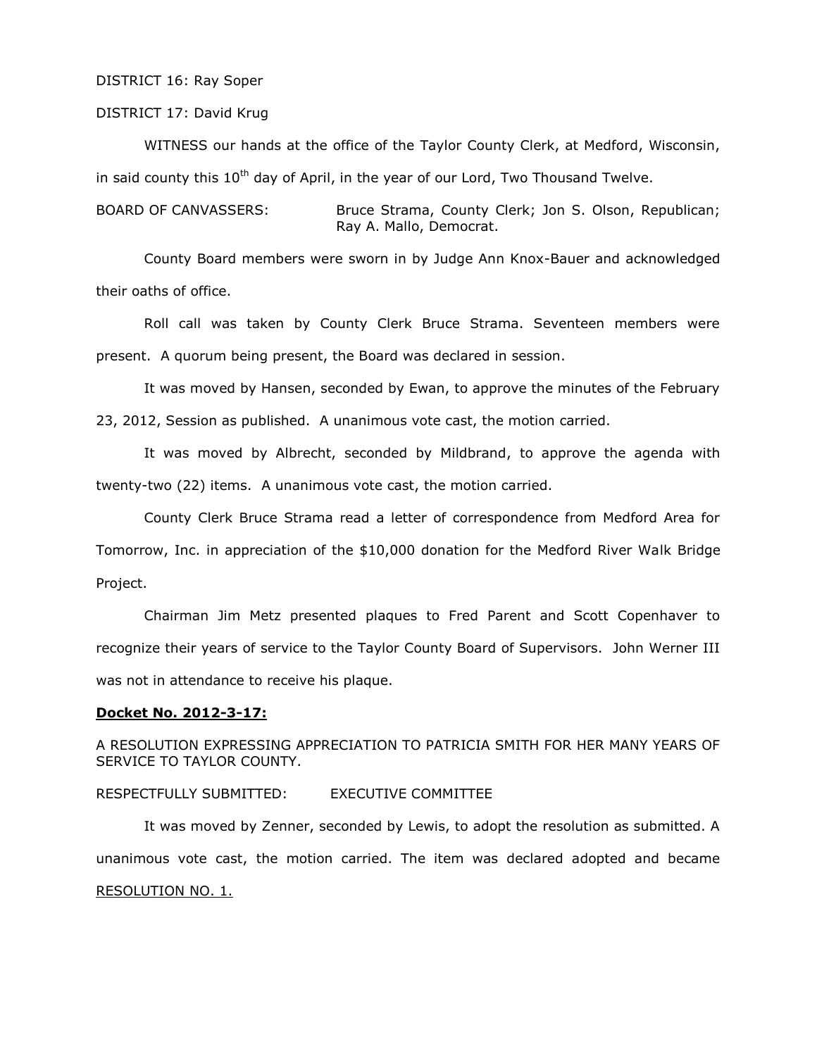DISTRICT 16: Ray Soper

DISTRICT 17: David Krug

WITNESS our hands at the office of the Taylor County Clerk, at Medford, Wisconsin, in said county this 10th day of April, in the year of our Lord, Two Thousand Twelve.

BOARD OF CANVASSERS: Bruce Strama, County Clerk; Jon S. Olson, Republican; Ray A. Mallo, Democrat.

County Board members were sworn in by Judge Ann Knox-Bauer and acknowledged their oaths of office.

Roll call was taken by County Clerk Bruce Strama. Seventeen members were present. A quorum being present, the Board was declared in session.

It was moved by Hansen, seconded by Ewan, to approve the minutes of the February 23, 2012, Session as published. A unanimous vote cast, the motion carried.

It was moved by Albrecht, seconded by Mildbrand, to approve the agenda with twenty-two (22) items. A unanimous vote cast, the motion carried.

County Clerk Bruce Strama read a letter of correspondence from Medford Area for Tomorrow, Inc. in appreciation of the $10,000 donation for the Medford River Walk Bridge Project.

Chairman Jim Metz presented plaques to Fred Parent and Scott Copenhaver to recognize their years of service to the Taylor County Board of Supervisors. John Werner III was not in attendance to receive his plaque.

**Docket No. 2012-3-17:**

A RESOLUTION EXPRESSING APPRECIATION TO PATRICIA SMITH FOR HER MANY YEARS OF SERVICE TO TAYLOR COUNTY.

RESPECTFULLY SUBMITTED: EXECUTIVE COMMITTEE

It was moved by Zenner, seconded by Lewis, to adopt the resolution as submitted. A unanimous vote cast, the motion carried. The item was declared adopted and became RESOLUTION NO. 1.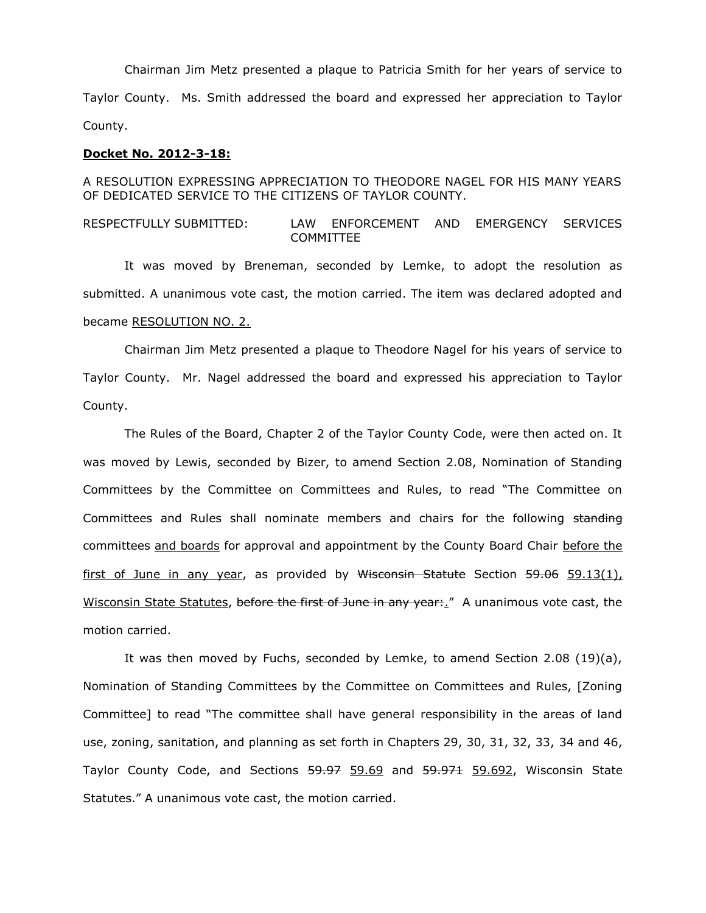Chairman Jim Metz presented a plaque to Patricia Smith for her years of service to Taylor County. Ms. Smith addressed the board and expressed her appreciation to Taylor County.

**Docket No. 2012-3-18:**

A RESOLUTION EXPRESSING APPRECIATION TO THEODORE NAGEL FOR HIS MANY YEARS OF DEDICATED SERVICE TO THE CITIZENS OF TAYLOR COUNTY.

RESPECTFULLY SUBMITTED: LAW ENFORCEMENT AND EMERGENCY SERVICES COMMITTEE

It was moved by Breneman, seconded by Lemke, to adopt the resolution as submitted. A unanimous vote cast, the motion carried. The item was declared adopted and became <u>RESOLUTION NO. 2.</u>

Chairman Jim Metz presented a plaque to Theodore Nagel for his years of service to Taylor County. Mr. Nagel addressed the board and expressed his appreciation to Taylor County.

The Rules of the Board, Chapter 2 of the Taylor County Code, were then acted on. It was moved by Lewis, seconded by Bizer, to amend Section 2.08, Nomination of Standing Committees by the Committee on Committees and Rules, to read "The Committee on Committees and Rules shall nominate members and chairs for the following ~~standing~~ committees <u>and boards</u> for approval and appointment by the County Board Chair <u>before the first of June in any year</u>, as provided by ~~Wisconsin Statute~~ Section ~~59.06~~ <u>59.13(1), Wisconsin State Statutes</u>, ~~before the first of June in any year:~~<u>.</u>" A unanimous vote cast, the motion carried.

It was then moved by Fuchs, seconded by Lemke, to amend Section 2.08 (19)(a), Nomination of Standing Committees by the Committee on Committees and Rules, [Zoning Committee] to read "The committee shall have general responsibility in the areas of land use, zoning, sanitation, and planning as set forth in Chapters 29, 30, 31, 32, 33, 34 and 46, Taylor County Code, and Sections ~~59.97~~ <u>59.69</u> and ~~59.971~~ <u>59.692</u>, Wisconsin State Statutes." A unanimous vote cast, the motion carried.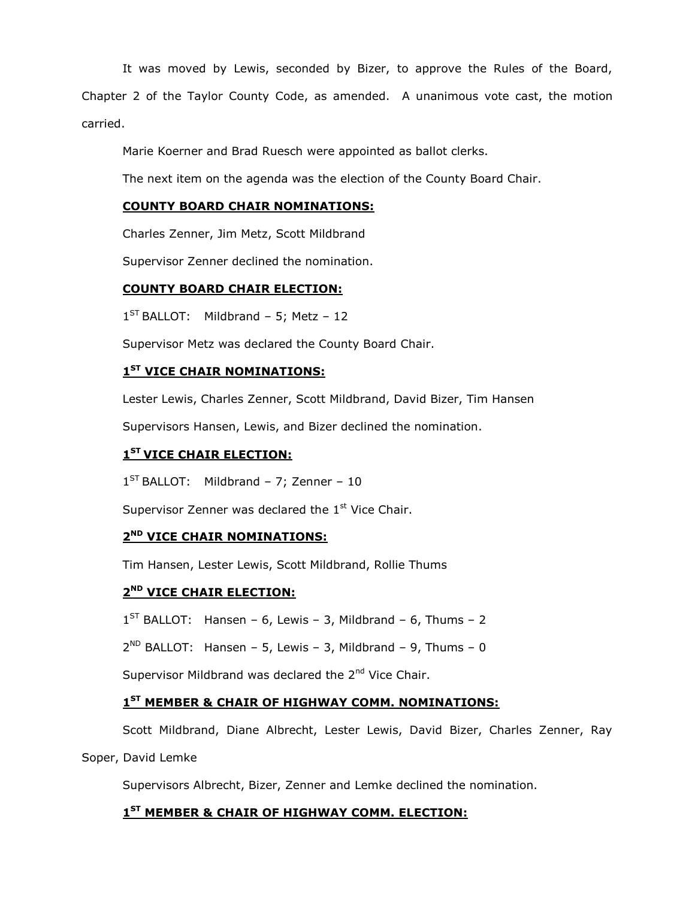It was moved by Lewis, seconded by Bizer, to approve the Rules of the Board, Chapter 2 of the Taylor County Code, as amended. A unanimous vote cast, the motion carried.

Marie Koerner and Brad Ruesch were appointed as ballot clerks.

The next item on the agenda was the election of the County Board Chair.

**COUNTY BOARD CHAIR NOMINATIONS:**

Charles Zenner, Jim Metz, Scott Mildbrand

Supervisor Zenner declined the nomination.

**COUNTY BOARD CHAIR ELECTION:**

1ST BALLOT: Mildbrand – 5; Metz – 12

Supervisor Metz was declared the County Board Chair.

**1ST VICE CHAIR NOMINATIONS:**

Lester Lewis, Charles Zenner, Scott Mildbrand, David Bizer, Tim Hansen

Supervisors Hansen, Lewis, and Bizer declined the nomination.

**1ST VICE CHAIR ELECTION:**

1ST BALLOT: Mildbrand – 7; Zenner – 10

Supervisor Zenner was declared the 1st Vice Chair.

**2ND VICE CHAIR NOMINATIONS:**

Tim Hansen, Lester Lewis, Scott Mildbrand, Rollie Thums

**2ND VICE CHAIR ELECTION:**

1ST BALLOT: Hansen – 6, Lewis – 3, Mildbrand – 6, Thums – 2

2ND BALLOT: Hansen – 5, Lewis – 3, Mildbrand – 9, Thums – 0

Supervisor Mildbrand was declared the 2nd Vice Chair.

**1ST MEMBER & CHAIR OF HIGHWAY COMM. NOMINATIONS:**

Scott Mildbrand, Diane Albrecht, Lester Lewis, David Bizer, Charles Zenner, Ray Soper, David Lemke

Supervisors Albrecht, Bizer, Zenner and Lemke declined the nomination.

**1ST MEMBER & CHAIR OF HIGHWAY COMM. ELECTION:**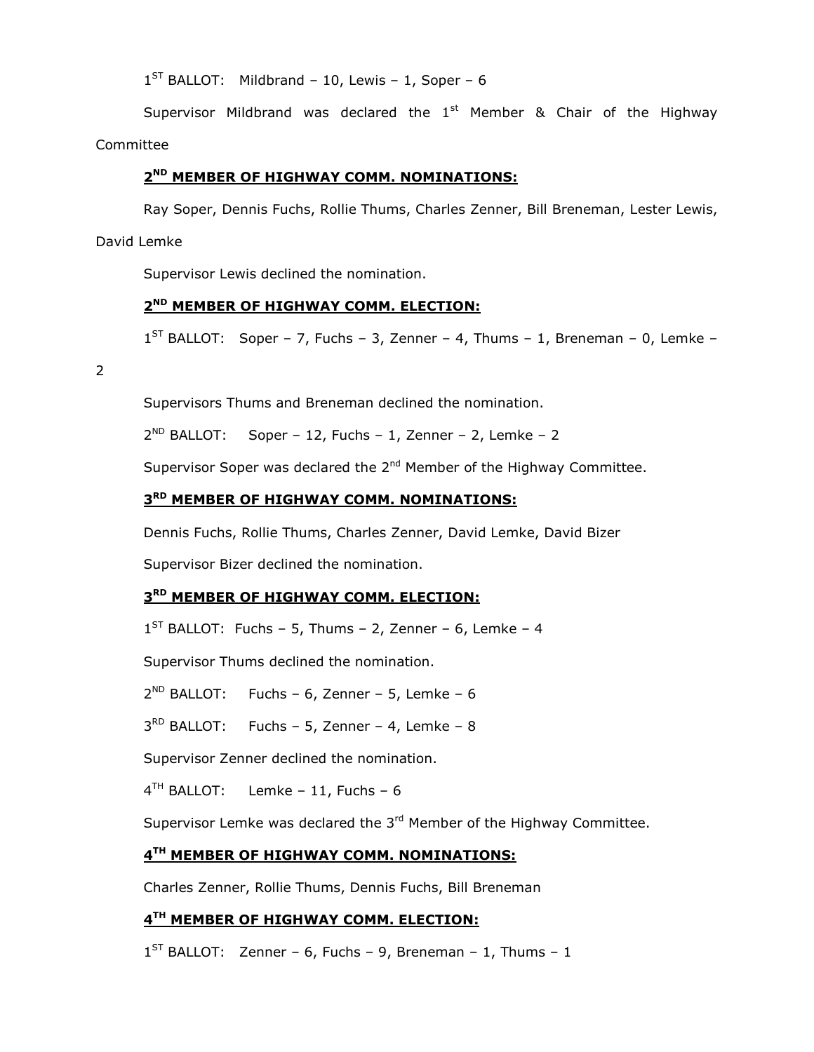1ST BALLOT: Mildbrand – 10, Lewis – 1, Soper – 6

Supervisor Mildbrand was declared the 1st Member & Chair of the Highway Committee

**2ND MEMBER OF HIGHWAY COMM. NOMINATIONS:**

Ray Soper, Dennis Fuchs, Rollie Thums, Charles Zenner, Bill Breneman, Lester Lewis, David Lemke

Supervisor Lewis declined the nomination.

**2ND MEMBER OF HIGHWAY COMM. ELECTION:**

1ST BALLOT: Soper – 7, Fuchs – 3, Zenner – 4, Thums – 1, Breneman – 0, Lemke – 2

Supervisors Thums and Breneman declined the nomination.

2ND BALLOT: Soper – 12, Fuchs – 1, Zenner – 2, Lemke – 2

Supervisor Soper was declared the 2nd Member of the Highway Committee.

**3RD MEMBER OF HIGHWAY COMM. NOMINATIONS:**

Dennis Fuchs, Rollie Thums, Charles Zenner, David Lemke, David Bizer

Supervisor Bizer declined the nomination.

**3RD MEMBER OF HIGHWAY COMM. ELECTION:**

1ST BALLOT: Fuchs – 5, Thums – 2, Zenner – 6, Lemke – 4

Supervisor Thums declined the nomination.

2ND BALLOT: Fuchs – 6, Zenner – 5, Lemke – 6

3RD BALLOT: Fuchs – 5, Zenner – 4, Lemke – 8

Supervisor Zenner declined the nomination.

4TH BALLOT: Lemke – 11, Fuchs – 6

Supervisor Lemke was declared the 3rd Member of the Highway Committee.

**4TH MEMBER OF HIGHWAY COMM. NOMINATIONS:**

Charles Zenner, Rollie Thums, Dennis Fuchs, Bill Breneman

**4TH MEMBER OF HIGHWAY COMM. ELECTION:**

1ST BALLOT: Zenner – 6, Fuchs – 9, Breneman – 1, Thums – 1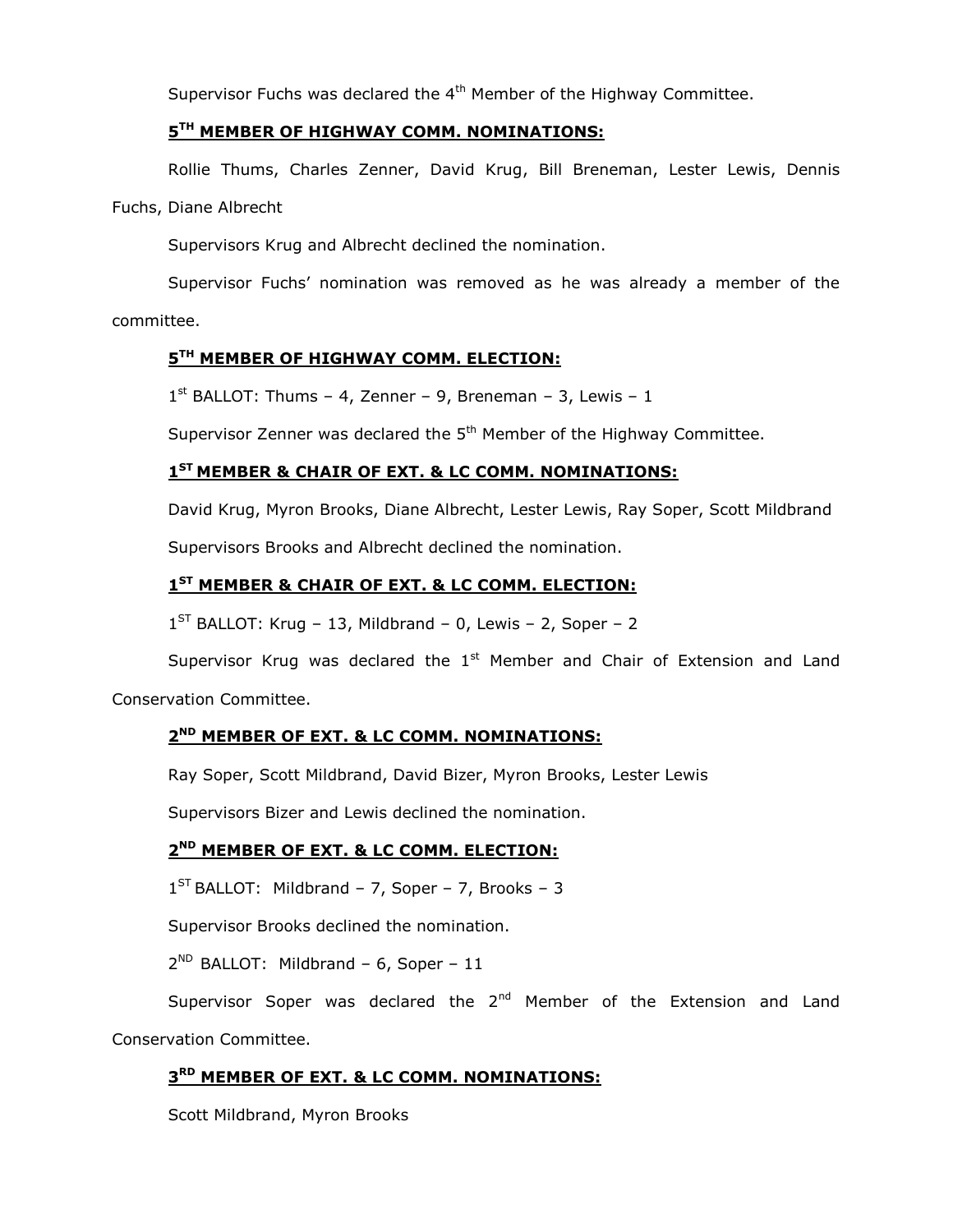Supervisor Fuchs was declared the 4th Member of the Highway Committee.

**5TH MEMBER OF HIGHWAY COMM. NOMINATIONS:**

Rollie Thums, Charles Zenner, David Krug, Bill Breneman, Lester Lewis, Dennis Fuchs, Diane Albrecht

Supervisors Krug and Albrecht declined the nomination.

Supervisor Fuchs' nomination was removed as he was already a member of the committee.

**5TH MEMBER OF HIGHWAY COMM. ELECTION:**

1st BALLOT: Thums – 4, Zenner – 9, Breneman – 3, Lewis – 1

Supervisor Zenner was declared the 5th Member of the Highway Committee.

**1ST MEMBER & CHAIR OF EXT. & LC COMM. NOMINATIONS:**

David Krug, Myron Brooks, Diane Albrecht, Lester Lewis, Ray Soper, Scott Mildbrand

Supervisors Brooks and Albrecht declined the nomination.

**1ST MEMBER & CHAIR OF EXT. & LC COMM. ELECTION:**

1ST BALLOT: Krug – 13, Mildbrand – 0, Lewis – 2, Soper – 2

Supervisor Krug was declared the 1st Member and Chair of Extension and Land Conservation Committee.

**2ND MEMBER OF EXT. & LC COMM. NOMINATIONS:**

Ray Soper, Scott Mildbrand, David Bizer, Myron Brooks, Lester Lewis

Supervisors Bizer and Lewis declined the nomination.

**2ND MEMBER OF EXT. & LC COMM. ELECTION:**

1ST BALLOT: Mildbrand – 7, Soper – 7, Brooks – 3

Supervisor Brooks declined the nomination.

2ND BALLOT: Mildbrand – 6, Soper – 11

Supervisor Soper was declared the 2nd Member of the Extension and Land Conservation Committee.

**3RD MEMBER OF EXT. & LC COMM. NOMINATIONS:**

Scott Mildbrand, Myron Brooks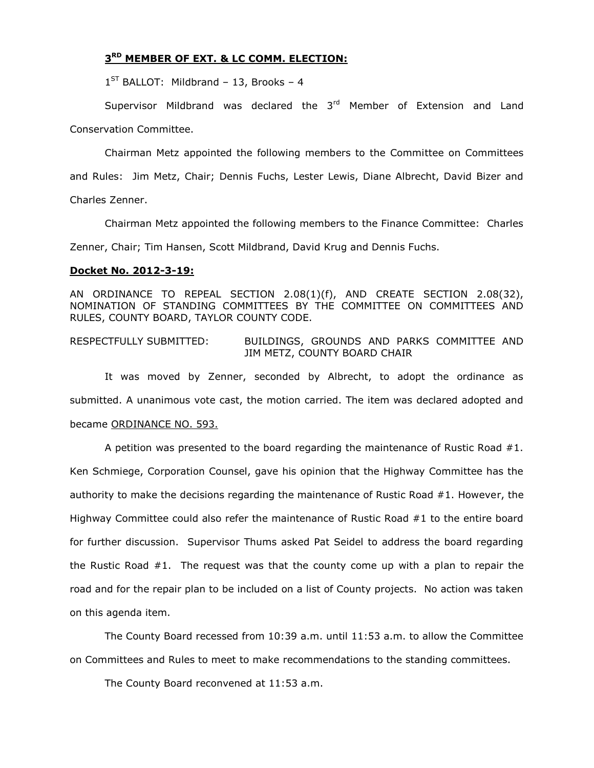**3RD MEMBER OF EXT. & LC COMM. ELECTION:**

1ST BALLOT: Mildbrand – 13, Brooks – 4

Supervisor Mildbrand was declared the 3rd Member of Extension and Land Conservation Committee.

Chairman Metz appointed the following members to the Committee on Committees and Rules: Jim Metz, Chair; Dennis Fuchs, Lester Lewis, Diane Albrecht, David Bizer and Charles Zenner.

Chairman Metz appointed the following members to the Finance Committee: Charles Zenner, Chair; Tim Hansen, Scott Mildbrand, David Krug and Dennis Fuchs.

**Docket No. 2012-3-19:**

AN ORDINANCE TO REPEAL SECTION 2.08(1)(f), AND CREATE SECTION 2.08(32), NOMINATION OF STANDING COMMITTEES BY THE COMMITTEE ON COMMITTEES AND RULES, COUNTY BOARD, TAYLOR COUNTY CODE.

RESPECTFULLY SUBMITTED: BUILDINGS, GROUNDS AND PARKS COMMITTEE AND JIM METZ, COUNTY BOARD CHAIR

It was moved by Zenner, seconded by Albrecht, to adopt the ordinance as submitted. A unanimous vote cast, the motion carried. The item was declared adopted and became ORDINANCE NO. 593.

A petition was presented to the board regarding the maintenance of Rustic Road #1. Ken Schmiege, Corporation Counsel, gave his opinion that the Highway Committee has the authority to make the decisions regarding the maintenance of Rustic Road #1. However, the Highway Committee could also refer the maintenance of Rustic Road #1 to the entire board for further discussion. Supervisor Thums asked Pat Seidel to address the board regarding the Rustic Road #1. The request was that the county come up with a plan to repair the road and for the repair plan to be included on a list of County projects. No action was taken on this agenda item.

The County Board recessed from 10:39 a.m. until 11:53 a.m. to allow the Committee on Committees and Rules to meet to make recommendations to the standing committees.

The County Board reconvened at 11:53 a.m.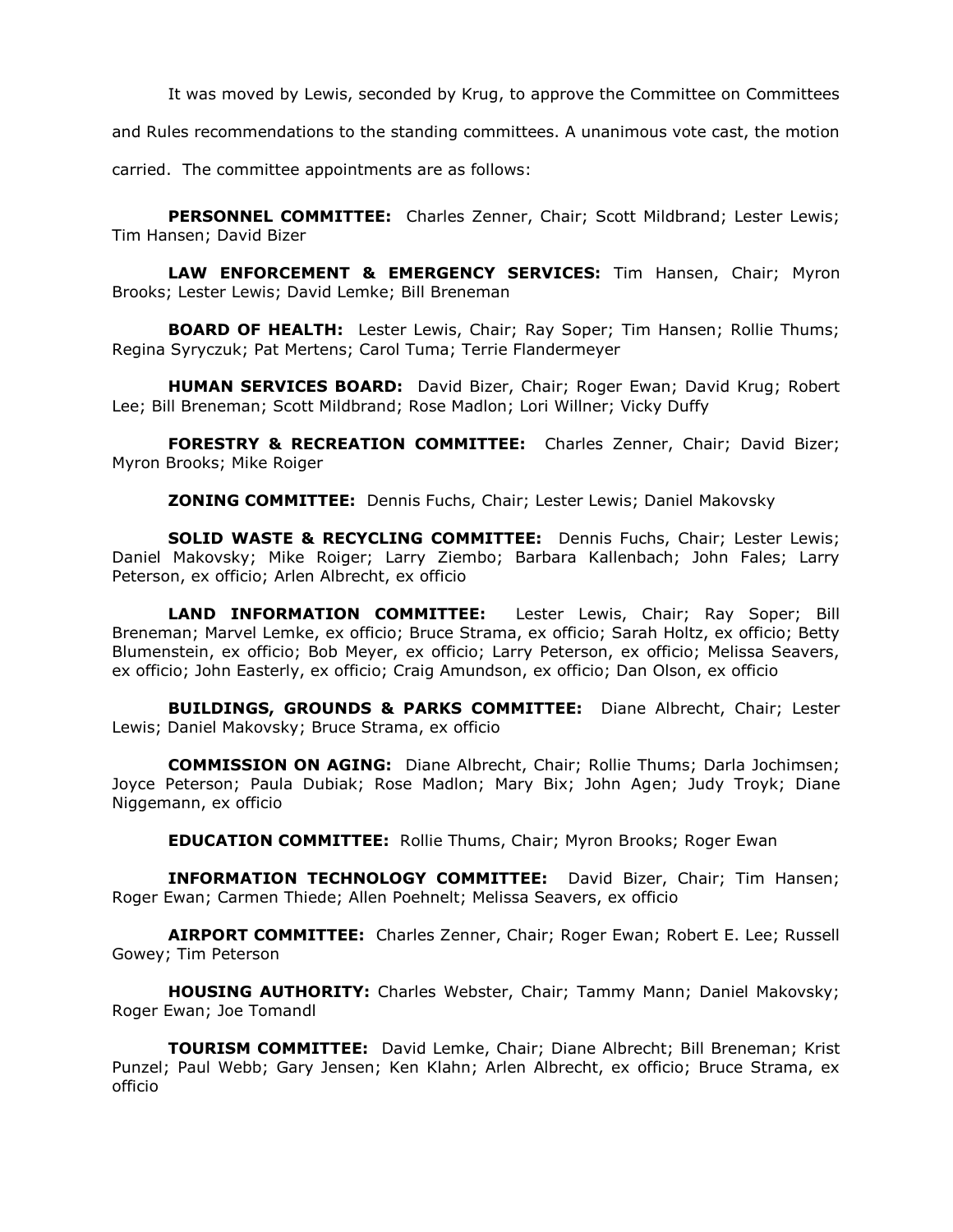It was moved by Lewis, seconded by Krug, to approve the Committee on Committees and Rules recommendations to the standing committees. A unanimous vote cast, the motion carried. The committee appointments are as follows:

**PERSONNEL COMMITTEE:** Charles Zenner, Chair; Scott Mildbrand; Lester Lewis; Tim Hansen; David Bizer

**LAW ENFORCEMENT & EMERGENCY SERVICES:** Tim Hansen, Chair; Myron Brooks; Lester Lewis; David Lemke; Bill Breneman

**BOARD OF HEALTH:** Lester Lewis, Chair; Ray Soper; Tim Hansen; Rollie Thums; Regina Syryczuk; Pat Mertens; Carol Tuma; Terrie Flandermeyer

**HUMAN SERVICES BOARD:** David Bizer, Chair; Roger Ewan; David Krug; Robert Lee; Bill Breneman; Scott Mildbrand; Rose Madlon; Lori Willner; Vicky Duffy

**FORESTRY & RECREATION COMMITTEE:** Charles Zenner, Chair; David Bizer; Myron Brooks; Mike Roiger

**ZONING COMMITTEE:** Dennis Fuchs, Chair; Lester Lewis; Daniel Makovsky

**SOLID WASTE & RECYCLING COMMITTEE:** Dennis Fuchs, Chair; Lester Lewis; Daniel Makovsky; Mike Roiger; Larry Ziembo; Barbara Kallenbach; John Fales; Larry Peterson, ex officio; Arlen Albrecht, ex officio

**LAND INFORMATION COMMITTEE:** Lester Lewis, Chair; Ray Soper; Bill Breneman; Marvel Lemke, ex officio; Bruce Strama, ex officio; Sarah Holtz, ex officio; Betty Blumenstein, ex officio; Bob Meyer, ex officio; Larry Peterson, ex officio; Melissa Seavers, ex officio; John Easterly, ex officio; Craig Amundson, ex officio; Dan Olson, ex officio

**BUILDINGS, GROUNDS & PARKS COMMITTEE:** Diane Albrecht, Chair; Lester Lewis; Daniel Makovsky; Bruce Strama, ex officio

**COMMISSION ON AGING:** Diane Albrecht, Chair; Rollie Thums; Darla Jochimsen; Joyce Peterson; Paula Dubiak; Rose Madlon; Mary Bix; John Agen; Judy Troyk; Diane Niggemann, ex officio

**EDUCATION COMMITTEE:** Rollie Thums, Chair; Myron Brooks; Roger Ewan

**INFORMATION TECHNOLOGY COMMITTEE:** David Bizer, Chair; Tim Hansen; Roger Ewan; Carmen Thiede; Allen Poehnelt; Melissa Seavers, ex officio

**AIRPORT COMMITTEE:** Charles Zenner, Chair; Roger Ewan; Robert E. Lee; Russell Gowey; Tim Peterson

**HOUSING AUTHORITY:** Charles Webster, Chair; Tammy Mann; Daniel Makovsky; Roger Ewan; Joe Tomandl

**TOURISM COMMITTEE:** David Lemke, Chair; Diane Albrecht; Bill Breneman; Krist Punzel; Paul Webb; Gary Jensen; Ken Klahn; Arlen Albrecht, ex officio; Bruce Strama, ex officio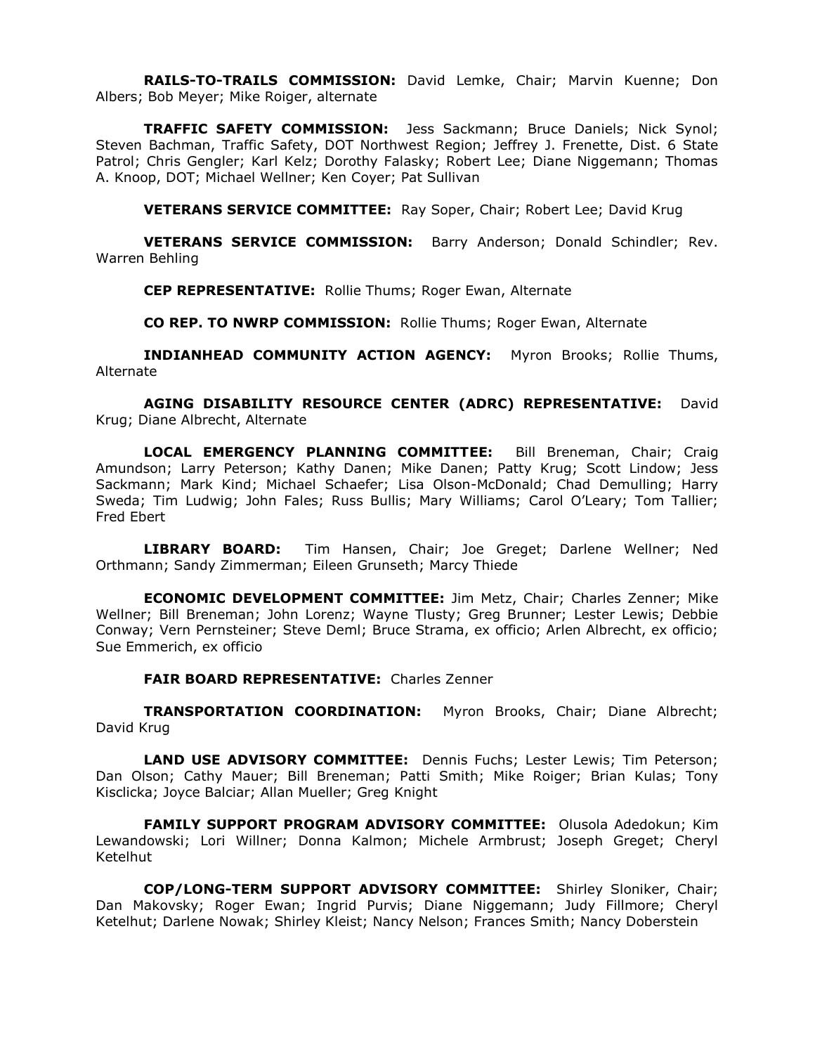**RAILS-TO-TRAILS COMMISSION:** David Lemke, Chair; Marvin Kuenne; Don Albers; Bob Meyer; Mike Roiger, alternate

**TRAFFIC SAFETY COMMISSION:** Jess Sackmann; Bruce Daniels; Nick Synol; Steven Bachman, Traffic Safety, DOT Northwest Region; Jeffrey J. Frenette, Dist. 6 State Patrol; Chris Gengler; Karl Kelz; Dorothy Falasky; Robert Lee; Diane Niggemann; Thomas A. Knoop, DOT; Michael Wellner; Ken Coyer; Pat Sullivan

**VETERANS SERVICE COMMITTEE:** Ray Soper, Chair; Robert Lee; David Krug

**VETERANS SERVICE COMMISSION:** Barry Anderson; Donald Schindler; Rev. Warren Behling

**CEP REPRESENTATIVE:** Rollie Thums; Roger Ewan, Alternate

**CO REP. TO NWRP COMMISSION:** Rollie Thums; Roger Ewan, Alternate

**INDIANHEAD COMMUNITY ACTION AGENCY:** Myron Brooks; Rollie Thums, Alternate

**AGING DISABILITY RESOURCE CENTER (ADRC) REPRESENTATIVE:** David Krug; Diane Albrecht, Alternate

**LOCAL EMERGENCY PLANNING COMMITTEE:** Bill Breneman, Chair; Craig Amundson; Larry Peterson; Kathy Danen; Mike Danen; Patty Krug; Scott Lindow; Jess Sackmann; Mark Kind; Michael Schaefer; Lisa Olson-McDonald; Chad Demulling; Harry Sweda; Tim Ludwig; John Fales; Russ Bullis; Mary Williams; Carol O'Leary; Tom Tallier; Fred Ebert

**LIBRARY BOARD:** Tim Hansen, Chair; Joe Greget; Darlene Wellner; Ned Orthmann; Sandy Zimmerman; Eileen Grunseth; Marcy Thiede

**ECONOMIC DEVELOPMENT COMMITTEE:** Jim Metz, Chair; Charles Zenner; Mike Wellner; Bill Breneman; John Lorenz; Wayne Tlusty; Greg Brunner; Lester Lewis; Debbie Conway; Vern Pernsteiner; Steve Deml; Bruce Strama, ex officio; Arlen Albrecht, ex officio; Sue Emmerich, ex officio

**FAIR BOARD REPRESENTATIVE:** Charles Zenner

**TRANSPORTATION COORDINATION:** Myron Brooks, Chair; Diane Albrecht; David Krug

**LAND USE ADVISORY COMMITTEE:** Dennis Fuchs; Lester Lewis; Tim Peterson; Dan Olson; Cathy Mauer; Bill Breneman; Patti Smith; Mike Roiger; Brian Kulas; Tony Kisclicka; Joyce Balciar; Allan Mueller; Greg Knight

**FAMILY SUPPORT PROGRAM ADVISORY COMMITTEE:** Olusola Adedokun; Kim Lewandowski; Lori Willner; Donna Kalmon; Michele Armbrust; Joseph Greget; Cheryl Ketelhut

**COP/LONG-TERM SUPPORT ADVISORY COMMITTEE:** Shirley Sloniker, Chair; Dan Makovsky; Roger Ewan; Ingrid Purvis; Diane Niggemann; Judy Fillmore; Cheryl Ketelhut; Darlene Nowak; Shirley Kleist; Nancy Nelson; Frances Smith; Nancy Doberstein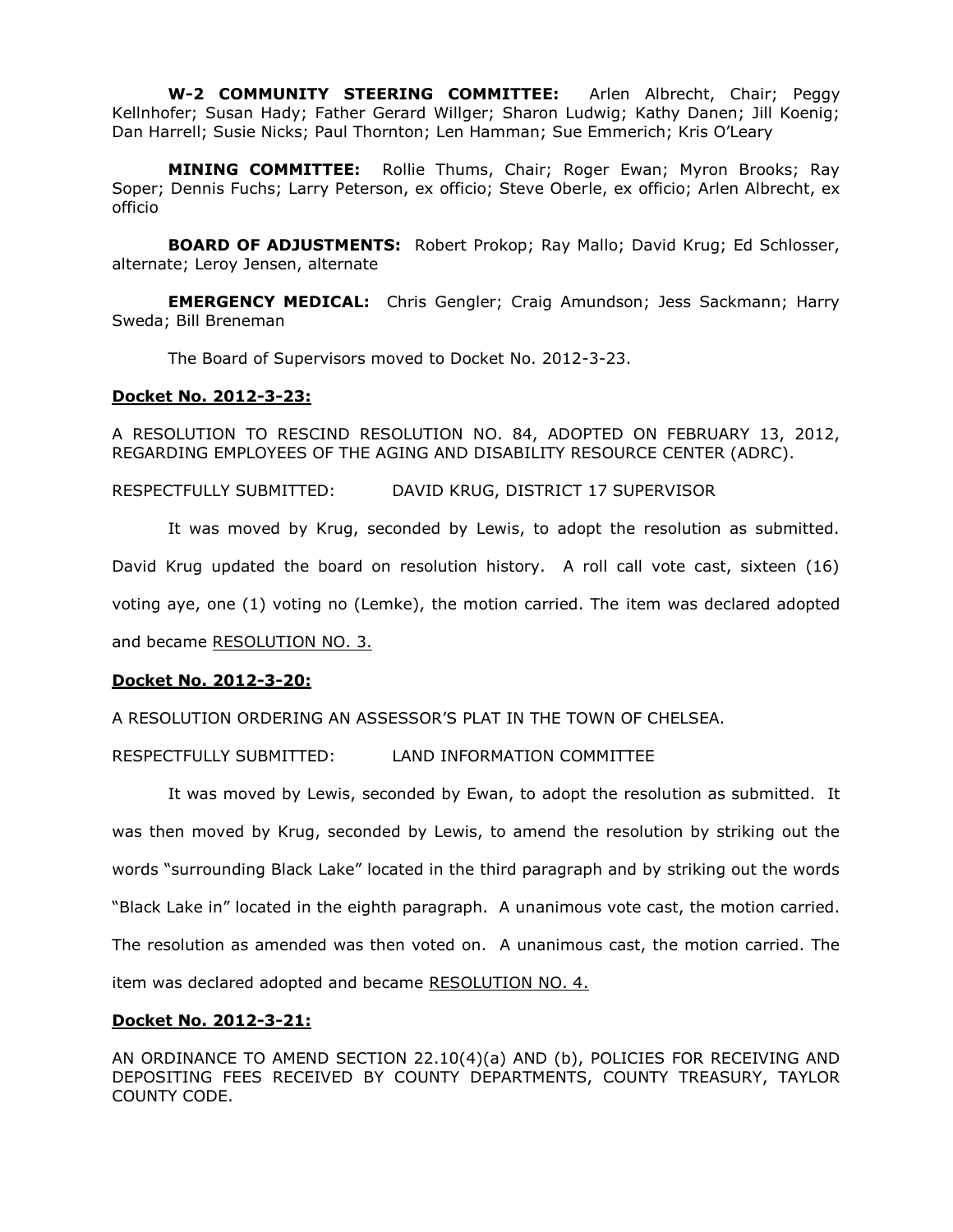**W-2 COMMUNITY STEERING COMMITTEE:** Arlen Albrecht, Chair; Peggy Kellnhofer; Susan Hady; Father Gerard Willger; Sharon Ludwig; Kathy Danen; Jill Koenig; Dan Harrell; Susie Nicks; Paul Thornton; Len Hamman; Sue Emmerich; Kris O'Leary

**MINING COMMITTEE:** Rollie Thums, Chair; Roger Ewan; Myron Brooks; Ray Soper; Dennis Fuchs; Larry Peterson, ex officio; Steve Oberle, ex officio; Arlen Albrecht, ex officio

**BOARD OF ADJUSTMENTS:** Robert Prokop; Ray Mallo; David Krug; Ed Schlosser, alternate; Leroy Jensen, alternate

**EMERGENCY MEDICAL:** Chris Gengler; Craig Amundson; Jess Sackmann; Harry Sweda; Bill Breneman

The Board of Supervisors moved to Docket No. 2012-3-23.

**Docket No. 2012-3-23:**

A RESOLUTION TO RESCIND RESOLUTION NO. 84, ADOPTED ON FEBRUARY 13, 2012, REGARDING EMPLOYEES OF THE AGING AND DISABILITY RESOURCE CENTER (ADRC).

RESPECTFULLY SUBMITTED: DAVID KRUG, DISTRICT 17 SUPERVISOR

It was moved by Krug, seconded by Lewis, to adopt the resolution as submitted. David Krug updated the board on resolution history. A roll call vote cast, sixteen (16) voting aye, one (1) voting no (Lemke), the motion carried. The item was declared adopted and became RESOLUTION NO. 3.

**Docket No. 2012-3-20:**

A RESOLUTION ORDERING AN ASSESSOR'S PLAT IN THE TOWN OF CHELSEA.

RESPECTFULLY SUBMITTED: LAND INFORMATION COMMITTEE

It was moved by Lewis, seconded by Ewan, to adopt the resolution as submitted. It was then moved by Krug, seconded by Lewis, to amend the resolution by striking out the words "surrounding Black Lake" located in the third paragraph and by striking out the words "Black Lake in" located in the eighth paragraph. A unanimous vote cast, the motion carried. The resolution as amended was then voted on. A unanimous cast, the motion carried. The item was declared adopted and became RESOLUTION NO. 4.

**Docket No. 2012-3-21:**

AN ORDINANCE TO AMEND SECTION 22.10(4)(a) AND (b), POLICIES FOR RECEIVING AND DEPOSITING FEES RECEIVED BY COUNTY DEPARTMENTS, COUNTY TREASURY, TAYLOR COUNTY CODE.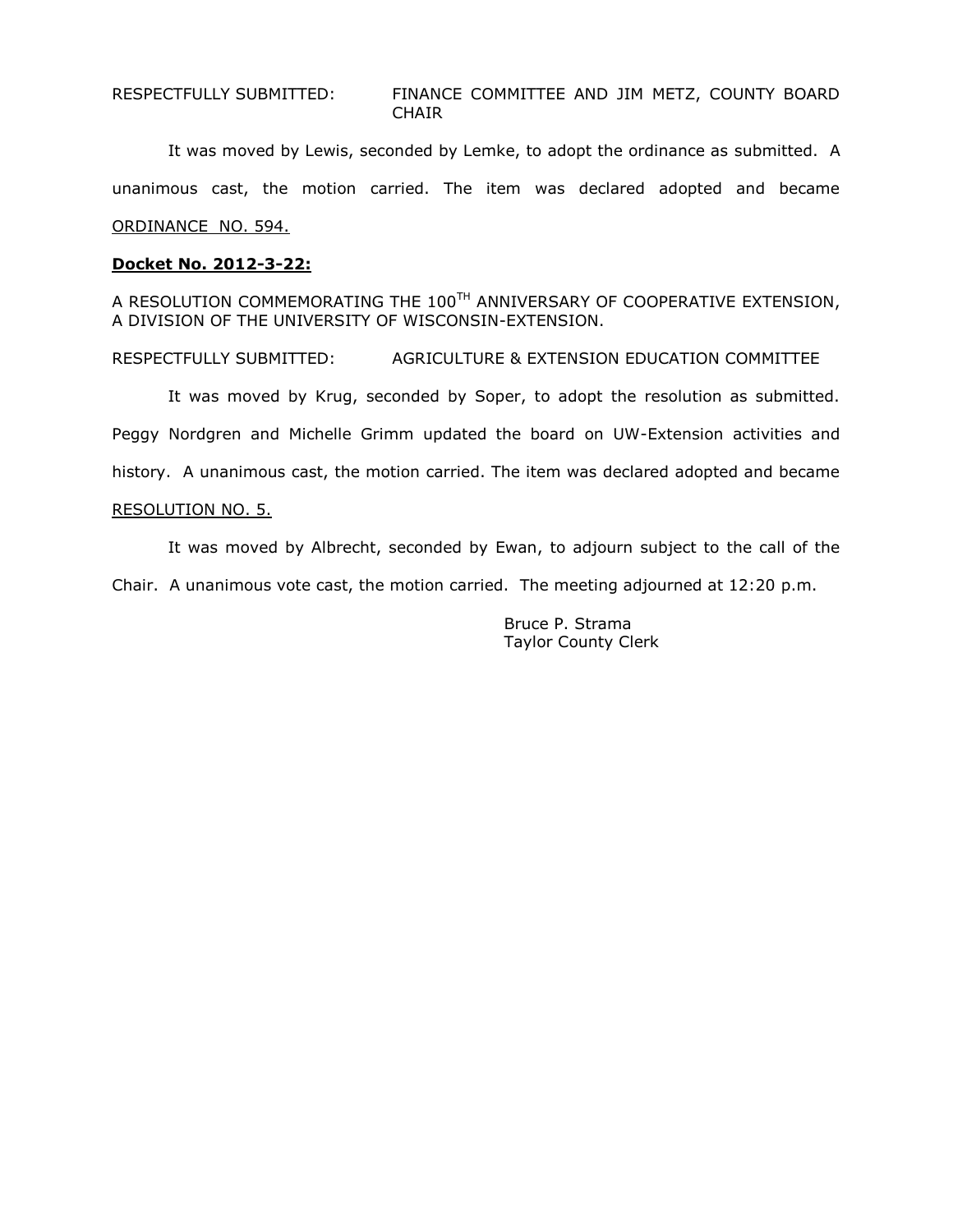RESPECTFULLY SUBMITTED: FINANCE COMMITTEE AND JIM METZ, COUNTY BOARD CHAIR

It was moved by Lewis, seconded by Lemke, to adopt the ordinance as submitted. A unanimous cast, the motion carried. The item was declared adopted and became ORDINANCE NO. 594.

**Docket No. 2012-3-22:**

A RESOLUTION COMMEMORATING THE 100$^{TH}$ ANNIVERSARY OF COOPERATIVE EXTENSION, A DIVISION OF THE UNIVERSITY OF WISCONSIN-EXTENSION.

RESPECTFULLY SUBMITTED: AGRICULTURE & EXTENSION EDUCATION COMMITTEE

It was moved by Krug, seconded by Soper, to adopt the resolution as submitted. Peggy Nordgren and Michelle Grimm updated the board on UW-Extension activities and history. A unanimous cast, the motion carried. The item was declared adopted and became RESOLUTION NO. 5.

It was moved by Albrecht, seconded by Ewan, to adjourn subject to the call of the Chair. A unanimous vote cast, the motion carried. The meeting adjourned at 12:20 p.m.

Bruce P. Strama
Taylor County Clerk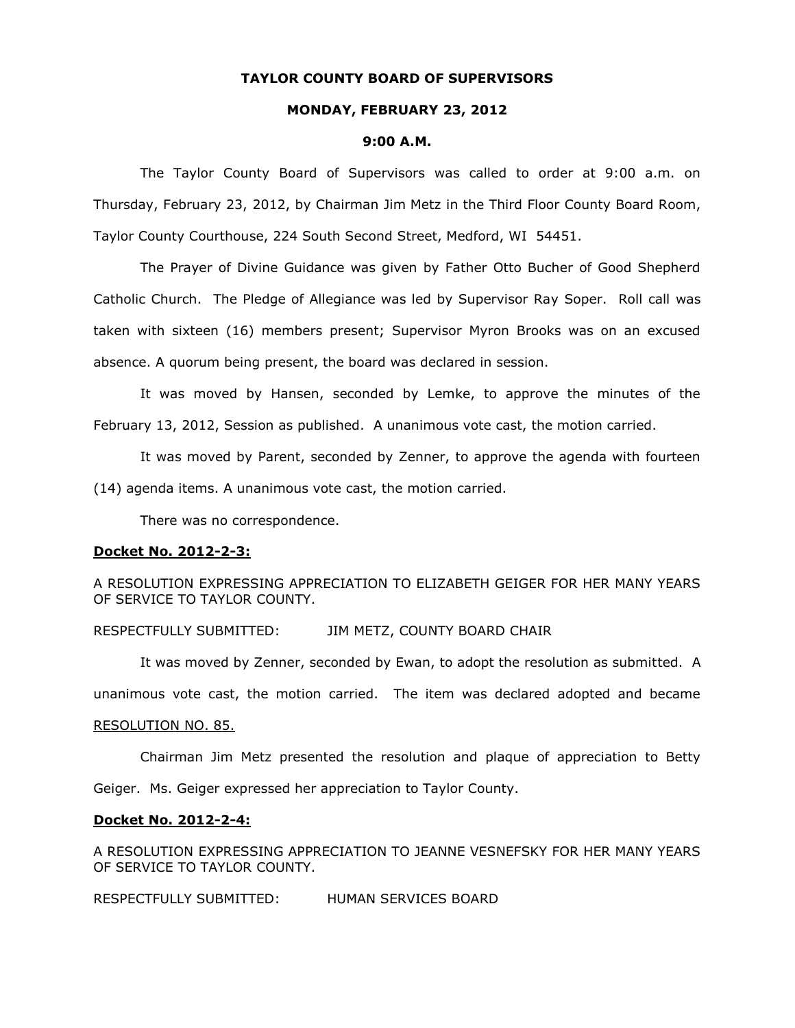**TAYLOR COUNTY BOARD OF SUPERVISORS**

**MONDAY, FEBRUARY 23, 2012**

**9:00 A.M.**

The Taylor County Board of Supervisors was called to order at 9:00 a.m. on Thursday, February 23, 2012, by Chairman Jim Metz in the Third Floor County Board Room, Taylor County Courthouse, 224 South Second Street, Medford, WI 54451.

The Prayer of Divine Guidance was given by Father Otto Bucher of Good Shepherd Catholic Church. The Pledge of Allegiance was led by Supervisor Ray Soper. Roll call was taken with sixteen (16) members present; Supervisor Myron Brooks was on an excused absence. A quorum being present, the board was declared in session.

It was moved by Hansen, seconded by Lemke, to approve the minutes of the February 13, 2012, Session as published. A unanimous vote cast, the motion carried.

It was moved by Parent, seconded by Zenner, to approve the agenda with fourteen (14) agenda items. A unanimous vote cast, the motion carried.

There was no correspondence.

**Docket No. 2012-2-3:**

A RESOLUTION EXPRESSING APPRECIATION TO ELIZABETH GEIGER FOR HER MANY YEARS OF SERVICE TO TAYLOR COUNTY.

RESPECTFULLY SUBMITTED: JIM METZ, COUNTY BOARD CHAIR

It was moved by Zenner, seconded by Ewan, to adopt the resolution as submitted. A unanimous vote cast, the motion carried. The item was declared adopted and became RESOLUTION NO. 85.

Chairman Jim Metz presented the resolution and plaque of appreciation to Betty Geiger. Ms. Geiger expressed her appreciation to Taylor County.

**Docket No. 2012-2-4:**

A RESOLUTION EXPRESSING APPRECIATION TO JEANNE VESNEFSKY FOR HER MANY YEARS OF SERVICE TO TAYLOR COUNTY.

RESPECTFULLY SUBMITTED: HUMAN SERVICES BOARD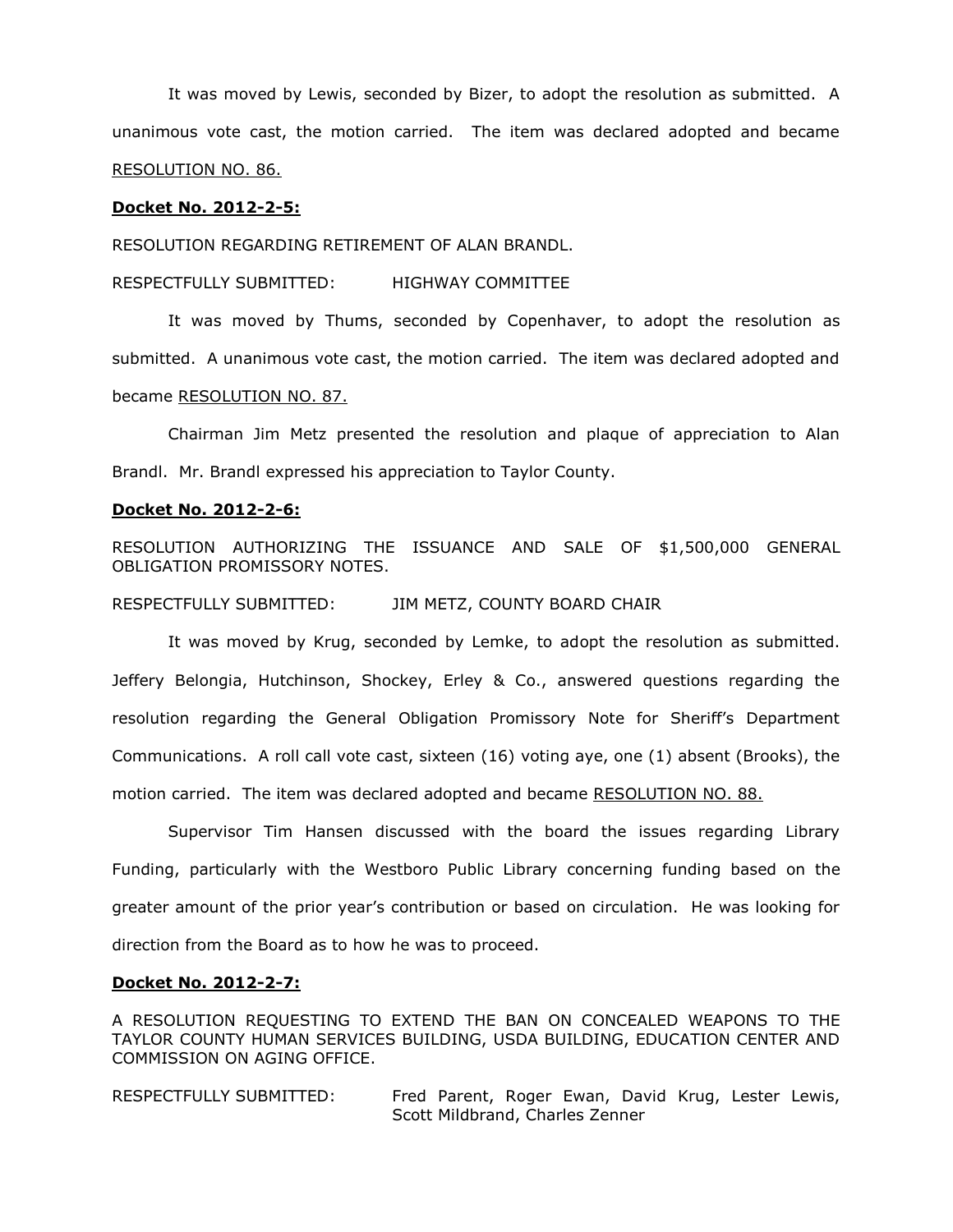It was moved by Lewis, seconded by Bizer, to adopt the resolution as submitted. A unanimous vote cast, the motion carried. The item was declared adopted and became RESOLUTION NO. 86.

**Docket No. 2012-2-5:**

RESOLUTION REGARDING RETIREMENT OF ALAN BRANDL.

RESPECTFULLY SUBMITTED: HIGHWAY COMMITTEE

It was moved by Thums, seconded by Copenhaver, to adopt the resolution as submitted. A unanimous vote cast, the motion carried. The item was declared adopted and became RESOLUTION NO. 87.

Chairman Jim Metz presented the resolution and plaque of appreciation to Alan Brandl. Mr. Brandl expressed his appreciation to Taylor County.

**Docket No. 2012-2-6:**

RESOLUTION AUTHORIZING THE ISSUANCE AND SALE OF $1,500,000 GENERAL OBLIGATION PROMISSORY NOTES.

RESPECTFULLY SUBMITTED: JIM METZ, COUNTY BOARD CHAIR

It was moved by Krug, seconded by Lemke, to adopt the resolution as submitted. Jeffery Belongia, Hutchinson, Shockey, Erley & Co., answered questions regarding the resolution regarding the General Obligation Promissory Note for Sheriff's Department Communications. A roll call vote cast, sixteen (16) voting aye, one (1) absent (Brooks), the motion carried. The item was declared adopted and became RESOLUTION NO. 88.

Supervisor Tim Hansen discussed with the board the issues regarding Library Funding, particularly with the Westboro Public Library concerning funding based on the greater amount of the prior year's contribution or based on circulation. He was looking for direction from the Board as to how he was to proceed.

**Docket No. 2012-2-7:**

A RESOLUTION REQUESTING TO EXTEND THE BAN ON CONCEALED WEAPONS TO THE TAYLOR COUNTY HUMAN SERVICES BUILDING, USDA BUILDING, EDUCATION CENTER AND COMMISSION ON AGING OFFICE.

RESPECTFULLY SUBMITTED: Fred Parent, Roger Ewan, David Krug, Lester Lewis, Scott Mildbrand, Charles Zenner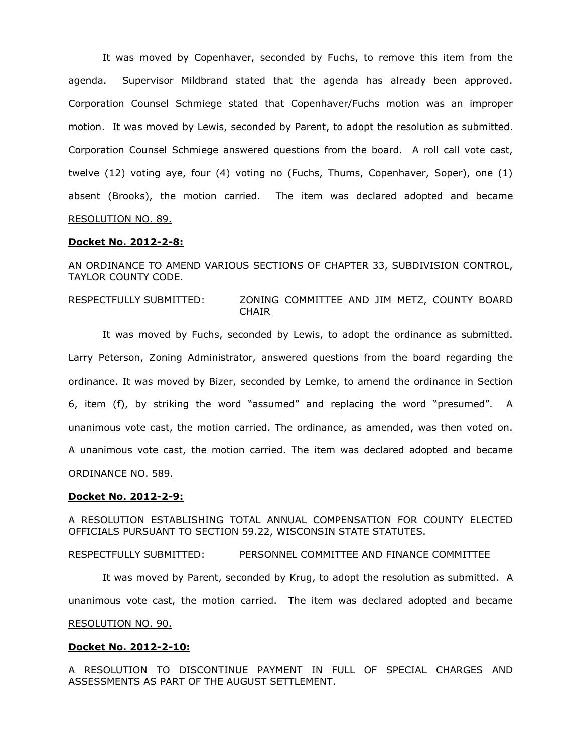It was moved by Copenhaver, seconded by Fuchs, to remove this item from the agenda. Supervisor Mildbrand stated that the agenda has already been approved. Corporation Counsel Schmiege stated that Copenhaver/Fuchs motion was an improper motion. It was moved by Lewis, seconded by Parent, to adopt the resolution as submitted. Corporation Counsel Schmiege answered questions from the board. A roll call vote cast, twelve (12) voting aye, four (4) voting no (Fuchs, Thums, Copenhaver, Soper), one (1) absent (Brooks), the motion carried. The item was declared adopted and became RESOLUTION NO. 89.

**Docket No. 2012-2-8:**

AN ORDINANCE TO AMEND VARIOUS SECTIONS OF CHAPTER 33, SUBDIVISION CONTROL, TAYLOR COUNTY CODE.

RESPECTFULLY SUBMITTED: ZONING COMMITTEE AND JIM METZ, COUNTY BOARD CHAIR

It was moved by Fuchs, seconded by Lewis, to adopt the ordinance as submitted. Larry Peterson, Zoning Administrator, answered questions from the board regarding the ordinance. It was moved by Bizer, seconded by Lemke, to amend the ordinance in Section 6, item (f), by striking the word "assumed" and replacing the word "presumed". A unanimous vote cast, the motion carried. The ordinance, as amended, was then voted on. A unanimous vote cast, the motion carried. The item was declared adopted and became ORDINANCE NO. 589.

**Docket No. 2012-2-9:**

A RESOLUTION ESTABLISHING TOTAL ANNUAL COMPENSATION FOR COUNTY ELECTED OFFICIALS PURSUANT TO SECTION 59.22, WISCONSIN STATE STATUTES.

RESPECTFULLY SUBMITTED: PERSONNEL COMMITTEE AND FINANCE COMMITTEE

It was moved by Parent, seconded by Krug, to adopt the resolution as submitted. A unanimous vote cast, the motion carried. The item was declared adopted and became RESOLUTION NO. 90.

**Docket No. 2012-2-10:**

A RESOLUTION TO DISCONTINUE PAYMENT IN FULL OF SPECIAL CHARGES AND ASSESSMENTS AS PART OF THE AUGUST SETTLEMENT.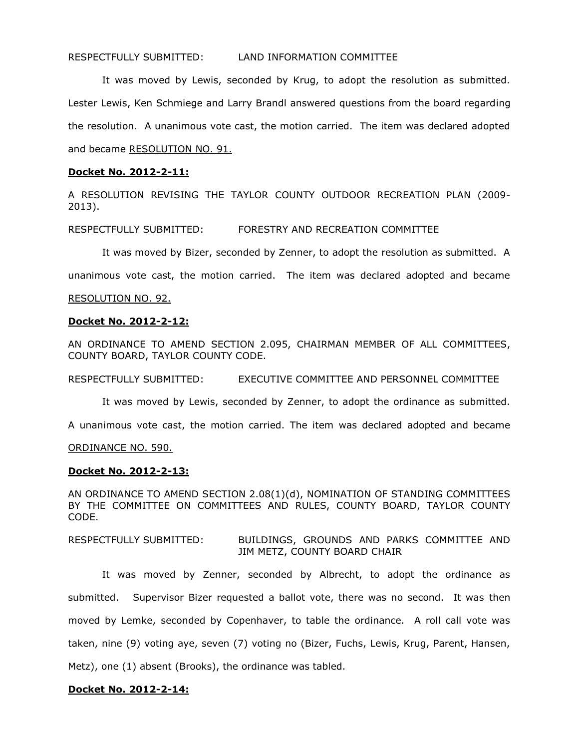RESPECTFULLY SUBMITTED: LAND INFORMATION COMMITTEE

It was moved by Lewis, seconded by Krug, to adopt the resolution as submitted. Lester Lewis, Ken Schmiege and Larry Brandl answered questions from the board regarding the resolution. A unanimous vote cast, the motion carried. The item was declared adopted and became RESOLUTION NO. 91.

**Docket No. 2012-2-11:**

A RESOLUTION REVISING THE TAYLOR COUNTY OUTDOOR RECREATION PLAN (2009-2013).

RESPECTFULLY SUBMITTED: FORESTRY AND RECREATION COMMITTEE

It was moved by Bizer, seconded by Zenner, to adopt the resolution as submitted. A unanimous vote cast, the motion carried. The item was declared adopted and became RESOLUTION NO. 92.

**Docket No. 2012-2-12:**

AN ORDINANCE TO AMEND SECTION 2.095, CHAIRMAN MEMBER OF ALL COMMITTEES, COUNTY BOARD, TAYLOR COUNTY CODE.

RESPECTFULLY SUBMITTED: EXECUTIVE COMMITTEE AND PERSONNEL COMMITTEE

It was moved by Lewis, seconded by Zenner, to adopt the ordinance as submitted. A unanimous vote cast, the motion carried. The item was declared adopted and became ORDINANCE NO. 590.

**Docket No. 2012-2-13:**

AN ORDINANCE TO AMEND SECTION 2.08(1)(d), NOMINATION OF STANDING COMMITTEES BY THE COMMITTEE ON COMMITTEES AND RULES, COUNTY BOARD, TAYLOR COUNTY CODE.

RESPECTFULLY SUBMITTED: BUILDINGS, GROUNDS AND PARKS COMMITTEE AND JIM METZ, COUNTY BOARD CHAIR

It was moved by Zenner, seconded by Albrecht, to adopt the ordinance as submitted. Supervisor Bizer requested a ballot vote, there was no second. It was then moved by Lemke, seconded by Copenhaver, to table the ordinance. A roll call vote was taken, nine (9) voting aye, seven (7) voting no (Bizer, Fuchs, Lewis, Krug, Parent, Hansen, Metz), one (1) absent (Brooks), the ordinance was tabled.

**Docket No. 2012-2-14:**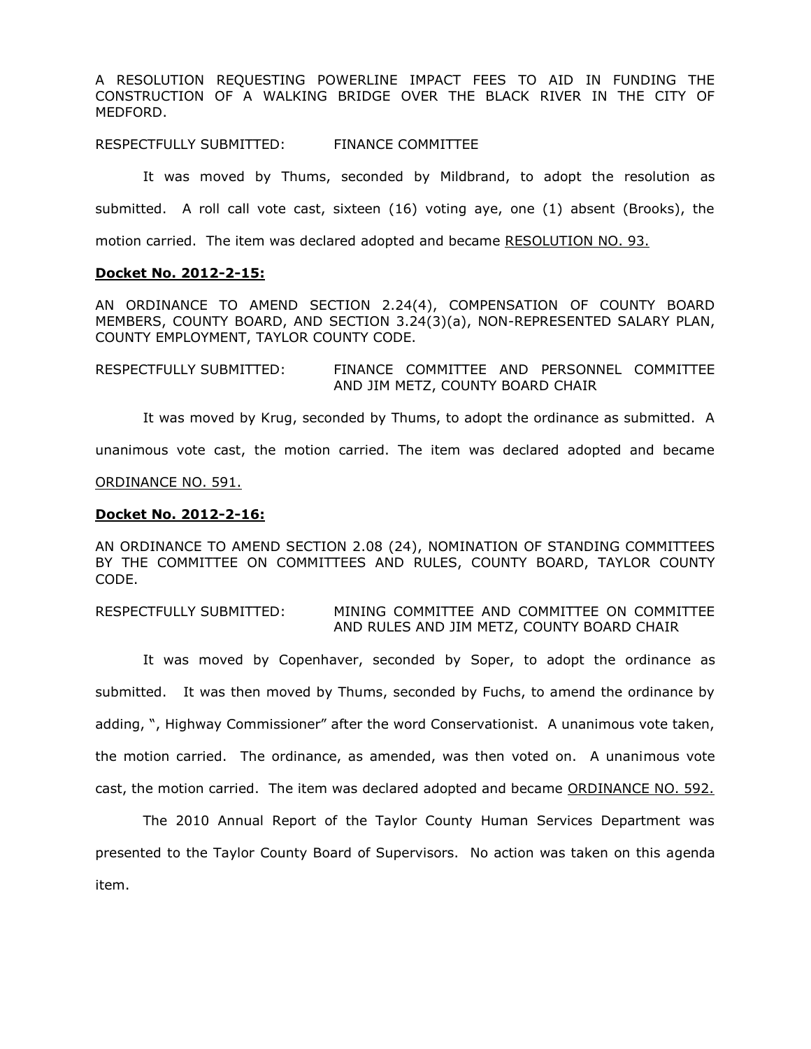A RESOLUTION REQUESTING POWERLINE IMPACT FEES TO AID IN FUNDING THE CONSTRUCTION OF A WALKING BRIDGE OVER THE BLACK RIVER IN THE CITY OF MEDFORD.

RESPECTFULLY SUBMITTED: FINANCE COMMITTEE

It was moved by Thums, seconded by Mildbrand, to adopt the resolution as submitted. A roll call vote cast, sixteen (16) voting aye, one (1) absent (Brooks), the motion carried. The item was declared adopted and became RESOLUTION NO. 93.

**Docket No. 2012-2-15:**

AN ORDINANCE TO AMEND SECTION 2.24(4), COMPENSATION OF COUNTY BOARD MEMBERS, COUNTY BOARD, AND SECTION 3.24(3)(a), NON-REPRESENTED SALARY PLAN, COUNTY EMPLOYMENT, TAYLOR COUNTY CODE.

RESPECTFULLY SUBMITTED: FINANCE COMMITTEE AND PERSONNEL COMMITTEE AND JIM METZ, COUNTY BOARD CHAIR

It was moved by Krug, seconded by Thums, to adopt the ordinance as submitted. A unanimous vote cast, the motion carried. The item was declared adopted and became ORDINANCE NO. 591.

**Docket No. 2012-2-16:**

AN ORDINANCE TO AMEND SECTION 2.08 (24), NOMINATION OF STANDING COMMITTEES BY THE COMMITTEE ON COMMITTEES AND RULES, COUNTY BOARD, TAYLOR COUNTY CODE.

RESPECTFULLY SUBMITTED: MINING COMMITTEE AND COMMITTEE ON COMMITTEE AND RULES AND JIM METZ, COUNTY BOARD CHAIR

It was moved by Copenhaver, seconded by Soper, to adopt the ordinance as submitted. It was then moved by Thums, seconded by Fuchs, to amend the ordinance by adding, ", Highway Commissioner" after the word Conservationist. A unanimous vote taken, the motion carried. The ordinance, as amended, was then voted on. A unanimous vote cast, the motion carried. The item was declared adopted and became ORDINANCE NO. 592.

The 2010 Annual Report of the Taylor County Human Services Department was presented to the Taylor County Board of Supervisors. No action was taken on this agenda item.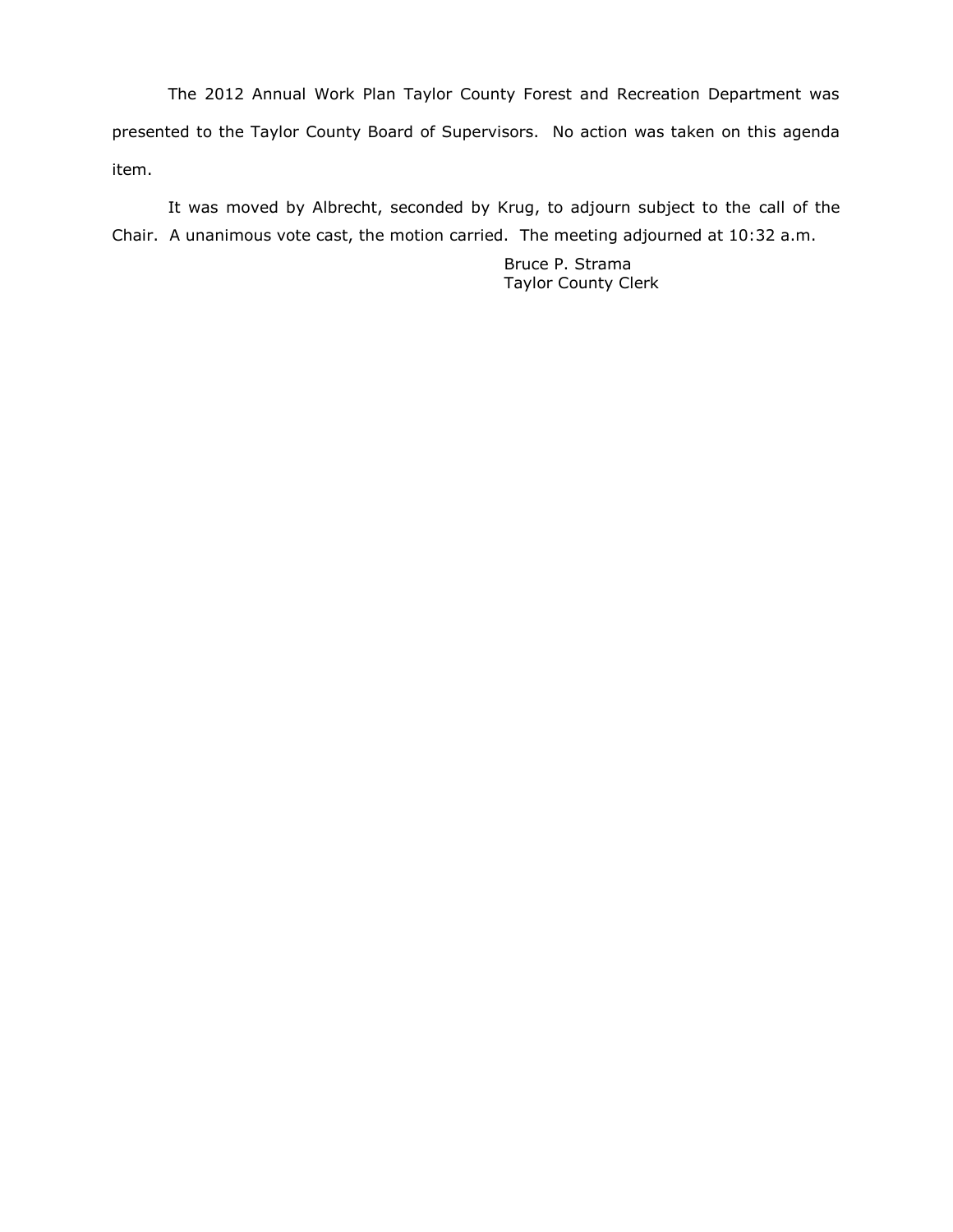The 2012 Annual Work Plan Taylor County Forest and Recreation Department was presented to the Taylor County Board of Supervisors. No action was taken on this agenda item.

It was moved by Albrecht, seconded by Krug, to adjourn subject to the call of the Chair. A unanimous vote cast, the motion carried. The meeting adjourned at 10:32 a.m.

Bruce P. Strama
Taylor County Clerk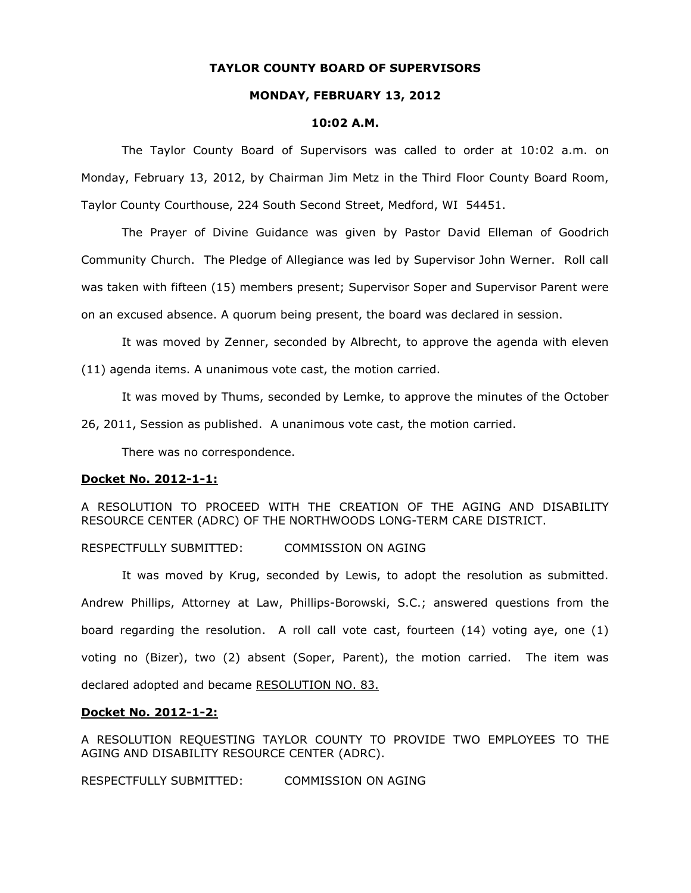**TAYLOR COUNTY BOARD OF SUPERVISORS**

**MONDAY, FEBRUARY 13, 2012**

**10:02 A.M.**

The Taylor County Board of Supervisors was called to order at 10:02 a.m. on Monday, February 13, 2012, by Chairman Jim Metz in the Third Floor County Board Room, Taylor County Courthouse, 224 South Second Street, Medford, WI 54451.

The Prayer of Divine Guidance was given by Pastor David Elleman of Goodrich Community Church. The Pledge of Allegiance was led by Supervisor John Werner. Roll call was taken with fifteen (15) members present; Supervisor Soper and Supervisor Parent were on an excused absence. A quorum being present, the board was declared in session.

It was moved by Zenner, seconded by Albrecht, to approve the agenda with eleven (11) agenda items. A unanimous vote cast, the motion carried.

It was moved by Thums, seconded by Lemke, to approve the minutes of the October 26, 2011, Session as published. A unanimous vote cast, the motion carried.

There was no correspondence.

**Docket No. 2012-1-1:**

A RESOLUTION TO PROCEED WITH THE CREATION OF THE AGING AND DISABILITY RESOURCE CENTER (ADRC) OF THE NORTHWOODS LONG-TERM CARE DISTRICT.

RESPECTFULLY SUBMITTED: COMMISSION ON AGING

It was moved by Krug, seconded by Lewis, to adopt the resolution as submitted. Andrew Phillips, Attorney at Law, Phillips-Borowski, S.C.; answered questions from the board regarding the resolution. A roll call vote cast, fourteen (14) voting aye, one (1) voting no (Bizer), two (2) absent (Soper, Parent), the motion carried. The item was declared adopted and became RESOLUTION NO. 83.

**Docket No. 2012-1-2:**

A RESOLUTION REQUESTING TAYLOR COUNTY TO PROVIDE TWO EMPLOYEES TO THE AGING AND DISABILITY RESOURCE CENTER (ADRC).

RESPECTFULLY SUBMITTED: COMMISSION ON AGING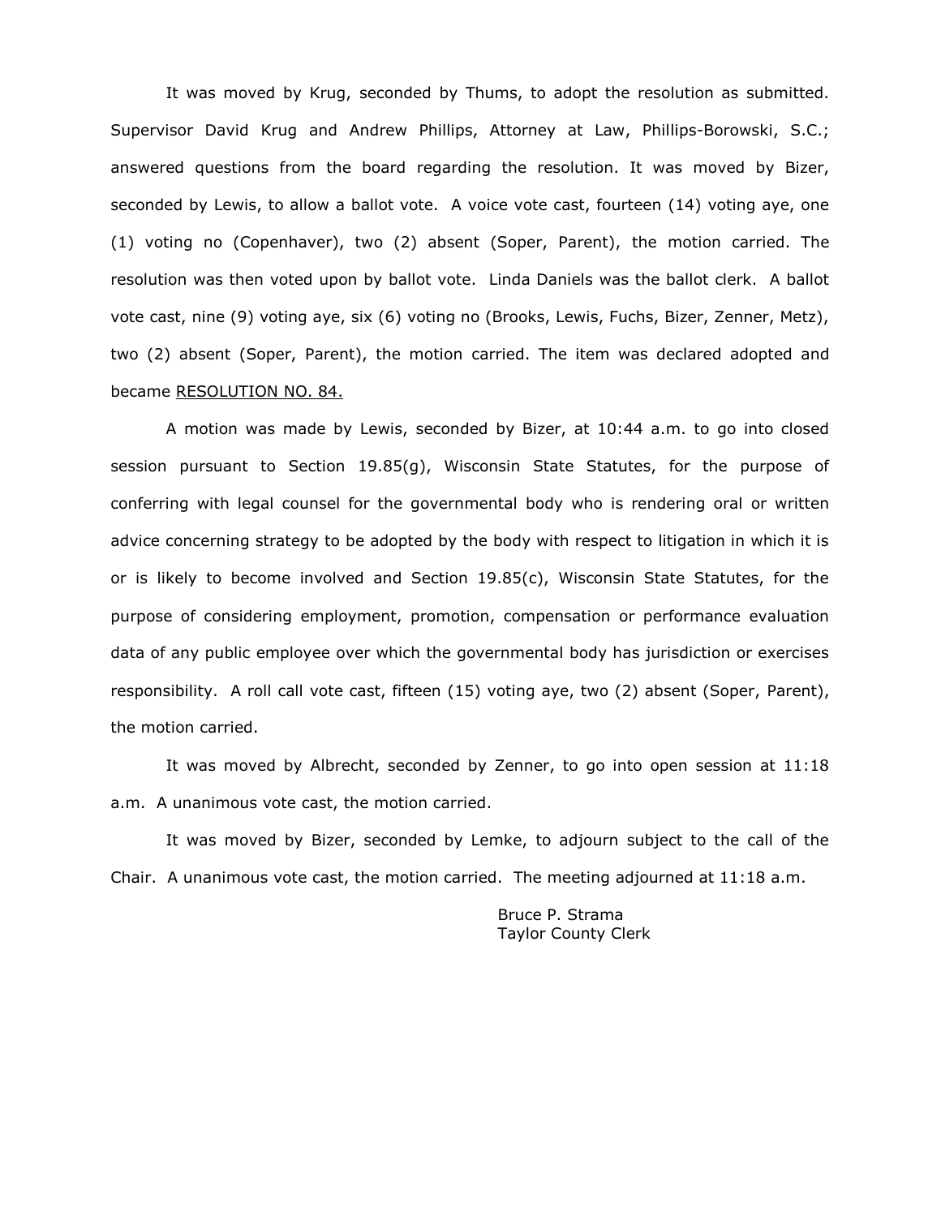It was moved by Krug, seconded by Thums, to adopt the resolution as submitted. Supervisor David Krug and Andrew Phillips, Attorney at Law, Phillips-Borowski, S.C.; answered questions from the board regarding the resolution. It was moved by Bizer, seconded by Lewis, to allow a ballot vote. A voice vote cast, fourteen (14) voting aye, one (1) voting no (Copenhaver), two (2) absent (Soper, Parent), the motion carried. The resolution was then voted upon by ballot vote. Linda Daniels was the ballot clerk. A ballot vote cast, nine (9) voting aye, six (6) voting no (Brooks, Lewis, Fuchs, Bizer, Zenner, Metz), two (2) absent (Soper, Parent), the motion carried. The item was declared adopted and became RESOLUTION NO. 84.

A motion was made by Lewis, seconded by Bizer, at 10:44 a.m. to go into closed session pursuant to Section 19.85(g), Wisconsin State Statutes, for the purpose of conferring with legal counsel for the governmental body who is rendering oral or written advice concerning strategy to be adopted by the body with respect to litigation in which it is or is likely to become involved and Section 19.85(c), Wisconsin State Statutes, for the purpose of considering employment, promotion, compensation or performance evaluation data of any public employee over which the governmental body has jurisdiction or exercises responsibility. A roll call vote cast, fifteen (15) voting aye, two (2) absent (Soper, Parent), the motion carried.

It was moved by Albrecht, seconded by Zenner, to go into open session at 11:18 a.m. A unanimous vote cast, the motion carried.

It was moved by Bizer, seconded by Lemke, to adjourn subject to the call of the Chair. A unanimous vote cast, the motion carried. The meeting adjourned at 11:18 a.m.

Bruce P. Strama
Taylor County Clerk